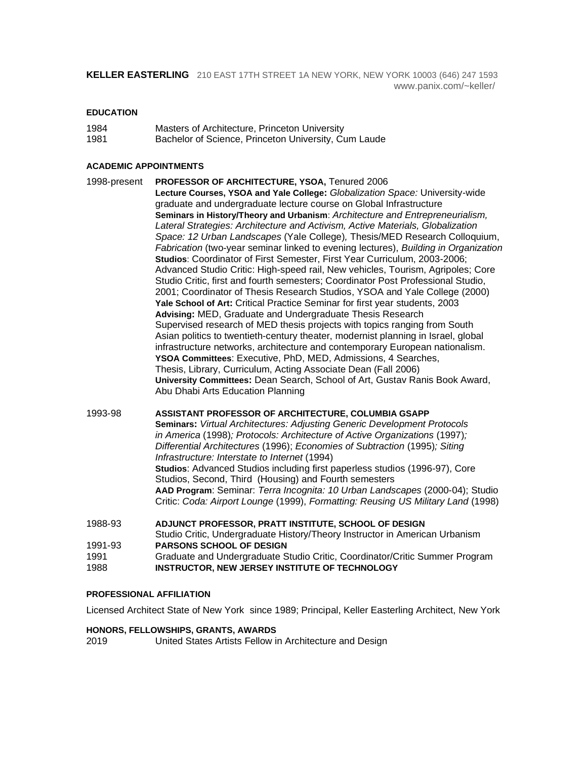**KELLER EASTERLING** 210 EAST 17TH STREET 1A NEW YORK, NEW YORK 10003 (646) 247 1593
www.panix.com/~keller/

## EDUCATION

1984 Masters of Architecture, Princeton University
1981 Bachelor of Science, Princeton University, Cum Laude

## ACADEMIC APPOINTMENTS

1998-present **PROFESSOR OF ARCHITECTURE, YSOA,** Tenured 2006
**Lecture Courses, YSOA and Yale College:** *Globalization Space:* University-wide graduate and undergraduate lecture course on Global Infrastructure
**Seminars in History/Theory and Urbanism**: *Architecture and Entrepreneurialism, Lateral Strategies: Architecture and Activism, Active Materials, Globalization Space: 12 Urban Landscapes* (Yale College)*,* Thesis/MED Research Colloquium, *Fabrication* (two-year seminar linked to evening lectures), *Building in Organization*
**Studios**: Coordinator of First Semester, First Year Curriculum, 2003-2006; Advanced Studio Critic: High-speed rail, New vehicles, Tourism, Agripoles; Core Studio Critic, first and fourth semesters; Coordinator Post Professional Studio, 2001; Coordinator of Thesis Research Studios, YSOA and Yale College (2000)
**Yale School of Art:** Critical Practice Seminar for first year students, 2003
**Advising:** MED, Graduate and Undergraduate Thesis Research
Supervised research of MED thesis projects with topics ranging from South Asian politics to twentieth-century theater, modernist planning in Israel, global infrastructure networks, architecture and contemporary European nationalism.
**YSOA Committees**: Executive, PhD, MED, Admissions, 4 Searches, Thesis, Library, Curriculum, Acting Associate Dean (Fall 2006)
**University Committees:** Dean Search, School of Art, Gustav Ranis Book Award, Abu Dhabi Arts Education Planning

1993-98 **ASSISTANT PROFESSOR OF ARCHITECTURE, COLUMBIA GSAPP**
**Seminars:** *Virtual Architectures: Adjusting Generic Development Protocols in America* (1998)*; Protocols: Architecture of Active Organizations* (1997)*; Differential Architectures* (1996); *Economies of Subtraction* (1995)*; Siting Infrastructure: Interstate to Internet* (1994)
**Studios**: Advanced Studios including first paperless studios (1996-97), Core Studios, Second, Third (Housing) and Fourth semesters
**AAD Program**: Seminar: *Terra Incognita: 10 Urban Landscapes* (2000-04); Studio Critic: *Coda: Airport Lounge* (1999), *Formatting: Reusing US Military Land* (1998)

1988-93 **ADJUNCT PROFESSOR, PRATT INSTITUTE, SCHOOL OF DESIGN**
Studio Critic, Undergraduate History/Theory Instructor in American Urbanism
1991-93 **PARSONS SCHOOL OF DESIGN**
1991 Graduate and Undergraduate Studio Critic, Coordinator/Critic Summer Program
1988 **INSTRUCTOR, NEW JERSEY INSTITUTE OF TECHNOLOGY**

## PROFESSIONAL AFFILIATION

Licensed Architect State of New York since 1989; Principal, Keller Easterling Architect, New York

## HONORS, FELLOWSHIPS, GRANTS, AWARDS

2019 United States Artists Fellow in Architecture and Design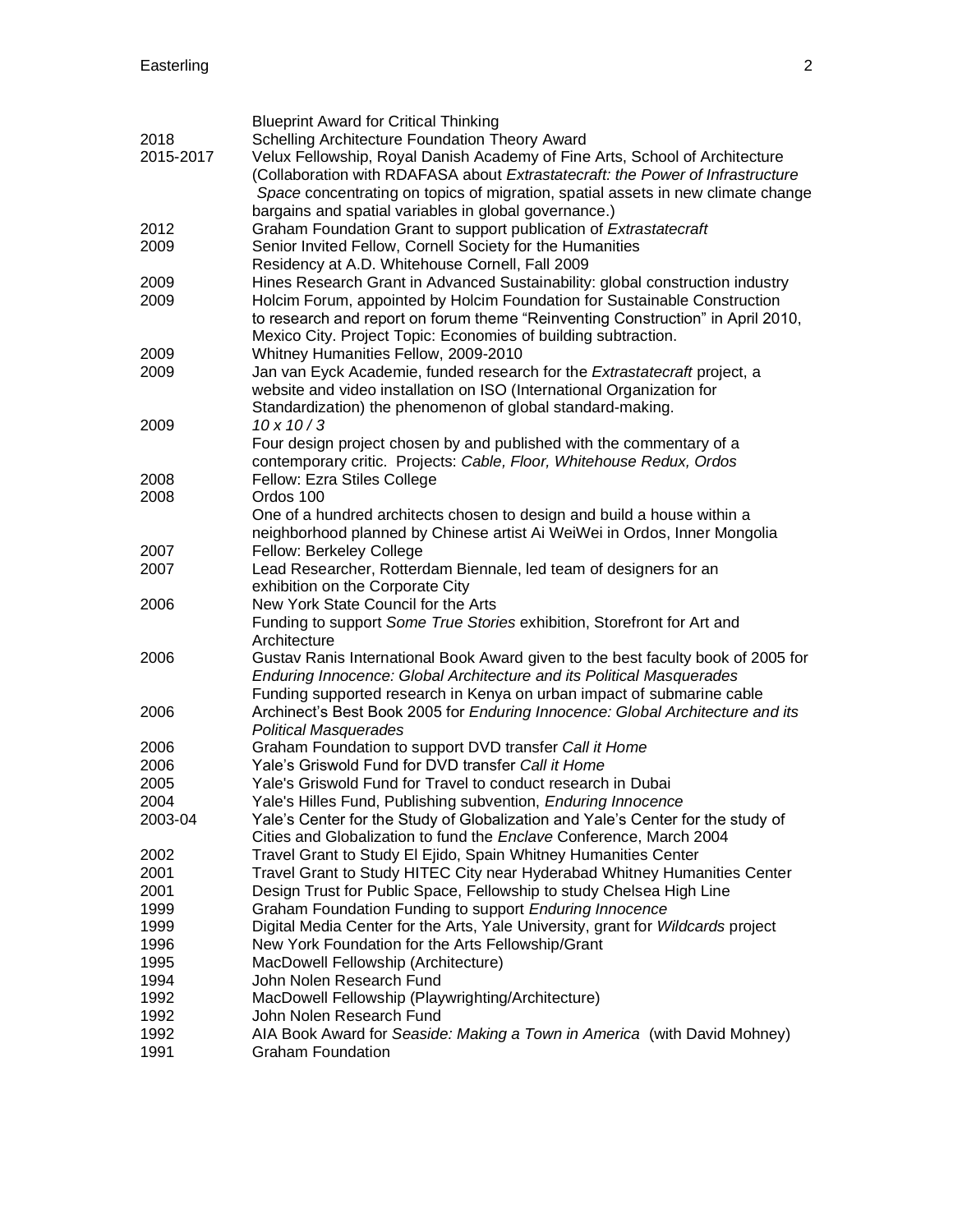| | |
|---|---|
| | Blueprint Award for Critical Thinking |
| 2018 | Schelling Architecture Foundation Theory Award |
| 2015-2017 | Velux Fellowship, Royal Danish Academy of Fine Arts, School of Architecture (Collaboration with RDAFASA about *Extrastatecraft: the Power of Infrastructure Space* concentrating on topics of migration, spatial assets in new climate change bargains and spatial variables in global governance.) |
| 2012 | Graham Foundation Grant to support publication of *Extrastatecraft* |
| 2009 | Senior Invited Fellow, Cornell Society for the Humanities<br>Residency at A.D. Whitehouse Cornell, Fall 2009 |
| 2009 | Hines Research Grant in Advanced Sustainability: global construction industry |
| 2009 | Holcim Forum, appointed by Holcim Foundation for Sustainable Construction to research and report on forum theme "Reinventing Construction" in April 2010, Mexico City. Project Topic: Economies of building subtraction. |
| 2009 | Whitney Humanities Fellow, 2009-2010 |
| 2009 | Jan van Eyck Academie, funded research for the *Extrastatecraft* project, a website and video installation on ISO (International Organization for Standardization) the phenomenon of global standard-making. |
| 2009 | *10 x 10 / 3*<br>Four design project chosen by and published with the commentary of a contemporary critic. Projects: *Cable, Floor, Whitehouse Redux, Ordos* |
| 2008 | Fellow: Ezra Stiles College |
| 2008 | Ordos 100<br>One of a hundred architects chosen to design and build a house within a neighborhood planned by Chinese artist Ai WeiWei in Ordos, Inner Mongolia |
| 2007 | Fellow: Berkeley College |
| 2007 | Lead Researcher, Rotterdam Biennale, led team of designers for an exhibition on the Corporate City |
| 2006 | New York State Council for the Arts<br>Funding to support *Some True Stories* exhibition, Storefront for Art and Architecture |
| 2006 | Gustav Ranis International Book Award given to the best faculty book of 2005 for *Enduring Innocence: Global Architecture and its Political Masquerades*<br>Funding supported research in Kenya on urban impact of submarine cable |
| 2006 | Archinect's Best Book 2005 for *Enduring Innocence: Global Architecture and its Political Masquerades* |
| 2006 | Graham Foundation to support DVD transfer *Call it Home* |
| 2006 | Yale's Griswold Fund for DVD transfer *Call it Home* |
| 2005 | Yale's Griswold Fund for Travel to conduct research in Dubai |
| 2004 | Yale's Hilles Fund, Publishing subvention, *Enduring Innocence* |
| 2003-04 | Yale's Center for the Study of Globalization and Yale's Center for the study of Cities and Globalization to fund the *Enclave* Conference, March 2004 |
| 2002 | Travel Grant to Study El Ejido, Spain Whitney Humanities Center |
| 2001 | Travel Grant to Study HITEC City near Hyderabad Whitney Humanities Center |
| 2001 | Design Trust for Public Space, Fellowship to study Chelsea High Line |
| 1999 | Graham Foundation Funding to support *Enduring Innocence* |
| 1999 | Digital Media Center for the Arts, Yale University, grant for *Wildcards* project |
| 1996 | New York Foundation for the Arts Fellowship/Grant |
| 1995 | MacDowell Fellowship (Architecture) |
| 1994 | John Nolen Research Fund |
| 1992 | MacDowell Fellowship (Playwrighting/Architecture) |
| 1992 | John Nolen Research Fund |
| 1992 | AIA Book Award for *Seaside: Making a Town in America* (with David Mohney) |
| 1991 | Graham Foundation |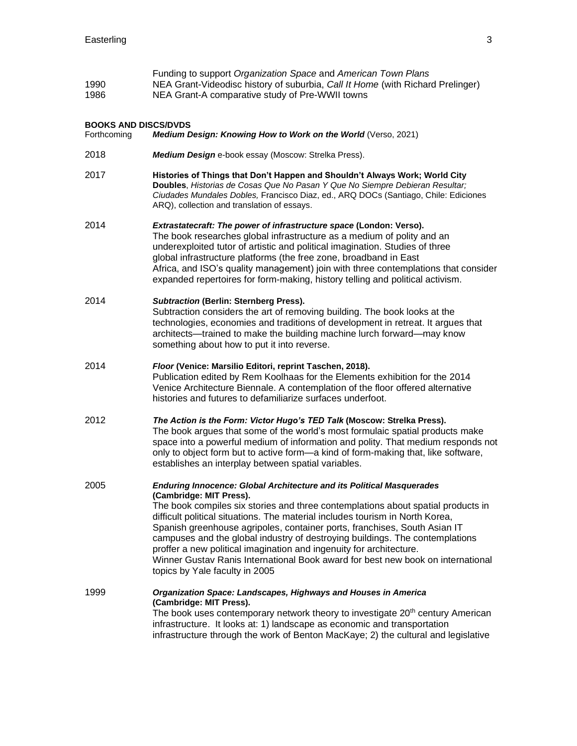Funding to support *Organization Space* and *American Town Plans*

1990 NEA Grant-Videodisc history of suburbia, *Call It Home* (with Richard Prelinger)

1986 NEA Grant-A comparative study of Pre-WWII towns

**BOOKS AND DISCS/DVDS**

Forthcoming ***Medium Design: Knowing How to Work on the World*** (Verso, 2021)

2018 ***Medium Design*** e-book essay (Moscow: Strelka Press).

2017 **Histories of Things that Don't Happen and Shouldn't Always Work; World City Doubles**, *Historias de Cosas Que No Pasan Y Que No Siempre Debieran Resultar; Ciudades Mundales Dobles,* Francisco Diaz, ed., ARQ DOCs (Santiago, Chile: Ediciones ARQ), collection and translation of essays.

2014 ***Extrastatecraft: The power of infrastructure space* (London: Verso).**
The book researches global infrastructure as a medium of polity and an underexploited tutor of artistic and political imagination. Studies of three global infrastructure platforms (the free zone, broadband in East Africa, and ISO's quality management) join with three contemplations that consider expanded repertoires for form-making, history telling and political activism.

2014 ***Subtraction* (Berlin: Sternberg Press).**
Subtraction considers the art of removing building. The book looks at the technologies, economies and traditions of development in retreat. It argues that architects—trained to make the building machine lurch forward—may know something about how to put it into reverse.

2014 ***Floor* (Venice: Marsilio Editori, reprint Taschen, 2018).**
Publication edited by Rem Koolhaas for the Elements exhibition for the 2014 Venice Architecture Biennale. A contemplation of the floor offered alternative histories and futures to defamiliarize surfaces underfoot.

2012 ***The Action is the Form: Victor Hugo's TED Talk* (Moscow: Strelka Press).**
The book argues that some of the world's most formulaic spatial products make space into a powerful medium of information and polity. That medium responds not only to object form but to active form—a kind of form-making that, like software, establishes an interplay between spatial variables.

2005 ***Enduring Innocence: Global Architecture and its Political Masquerades* (Cambridge: MIT Press).**
The book compiles six stories and three contemplations about spatial products in difficult political situations. The material includes tourism in North Korea, Spanish greenhouse agripoles, container ports, franchises, South Asian IT campuses and the global industry of destroying buildings. The contemplations proffer a new political imagination and ingenuity for architecture.
Winner Gustav Ranis International Book award for best new book on international topics by Yale faculty in 2005

1999 ***Organization Space: Landscapes, Highways and Houses in America* (Cambridge: MIT Press).**
The book uses contemporary network theory to investigate 20th century American infrastructure. It looks at: 1) landscape as economic and transportation infrastructure through the work of Benton MacKaye; 2) the cultural and legislative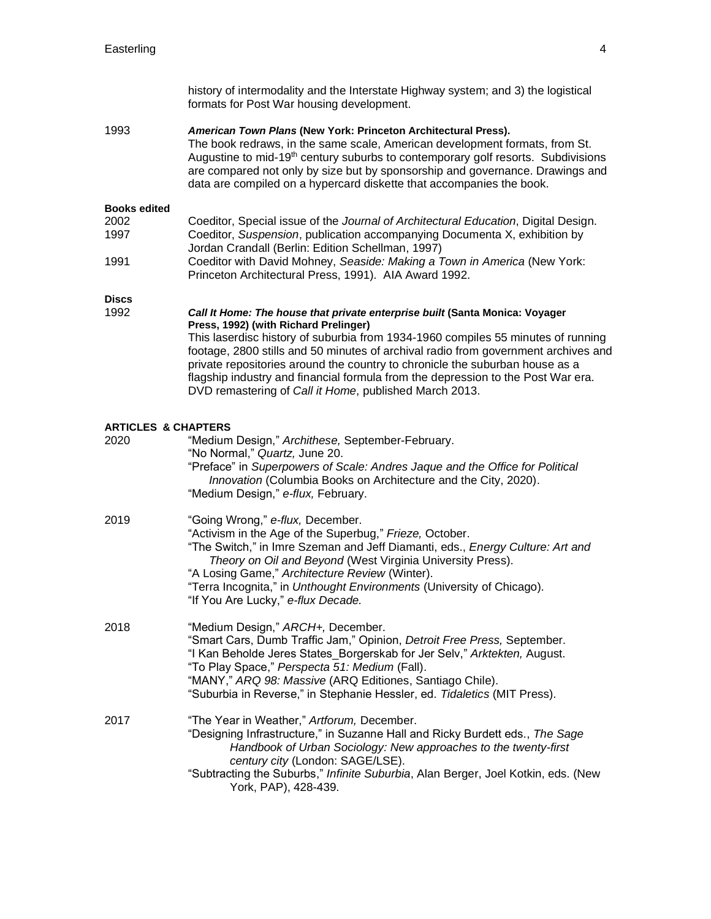history of intermodality and the Interstate Highway system; and 3) the logistical formats for Post War housing development.

1993 ***American Town Plans* (New York: Princeton Architectural Press).**
The book redraws, in the same scale, American development formats, from St. Augustine to mid-19th century suburbs to contemporary golf resorts. Subdivisions are compared not only by size but by sponsorship and governance. Drawings and data are compiled on a hypercard diskette that accompanies the book.

**Books edited**

2002 Coeditor, Special issue of the *Journal of Architectural Education*, Digital Design.

1997 Coeditor, *Suspension*, publication accompanying Documenta X, exhibition by Jordan Crandall (Berlin: Edition Schellman, 1997)

1991 Coeditor with David Mohney, *Seaside: Making a Town in America* (New York: Princeton Architectural Press, 1991). AIA Award 1992.

**Discs**

1992 ***Call It Home: The house that private enterprise built* (Santa Monica: Voyager Press, 1992) (with Richard Prelinger)**
This laserdisc history of suburbia from 1934-1960 compiles 55 minutes of running footage, 2800 stills and 50 minutes of archival radio from government archives and private repositories around the country to chronicle the suburban house as a flagship industry and financial formula from the depression to the Post War era. DVD remastering of *Call it Home*, published March 2013.

**ARTICLES & CHAPTERS**

2020
"Medium Design," *Archithese,* September-February.
"No Normal," *Quartz,* June 20.
"Preface" in *Superpowers of Scale: Andres Jaque and the Office for Political Innovation* (Columbia Books on Architecture and the City, 2020).
"Medium Design," *e-flux,* February.

2019
"Going Wrong," *e-flux,* December.
"Activism in the Age of the Superbug," *Frieze,* October.
"The Switch," in Imre Szeman and Jeff Diamanti, eds., *Energy Culture: Art and Theory on Oil and Beyond* (West Virginia University Press).
"A Losing Game," *Architecture Review* (Winter).
"Terra Incognita," in *Unthought Environments* (University of Chicago).
"If You Are Lucky," *e-flux Decade.*

2018
"Medium Design," *ARCH+,* December.
"Smart Cars, Dumb Traffic Jam," Opinion, *Detroit Free Press,* September.
"I Kan Beholde Jeres States_Borgerskab for Jer Selv," *Arktekten,* August.
"To Play Space," *Perspecta 51: Medium* (Fall).
"MANY," *ARQ 98: Massive* (ARQ Editiones, Santiago Chile).
"Suburbia in Reverse," in Stephanie Hessler, ed. *Tidaletics* (MIT Press).

2017
"The Year in Weather," *Artforum,* December.
"Designing Infrastructure," in Suzanne Hall and Ricky Burdett eds., *The Sage Handbook of Urban Sociology: New approaches to the twenty-first century city* (London: SAGE/LSE).
"Subtracting the Suburbs," *Infinite Suburbia*, Alan Berger, Joel Kotkin, eds. (New York, PAP), 428-439.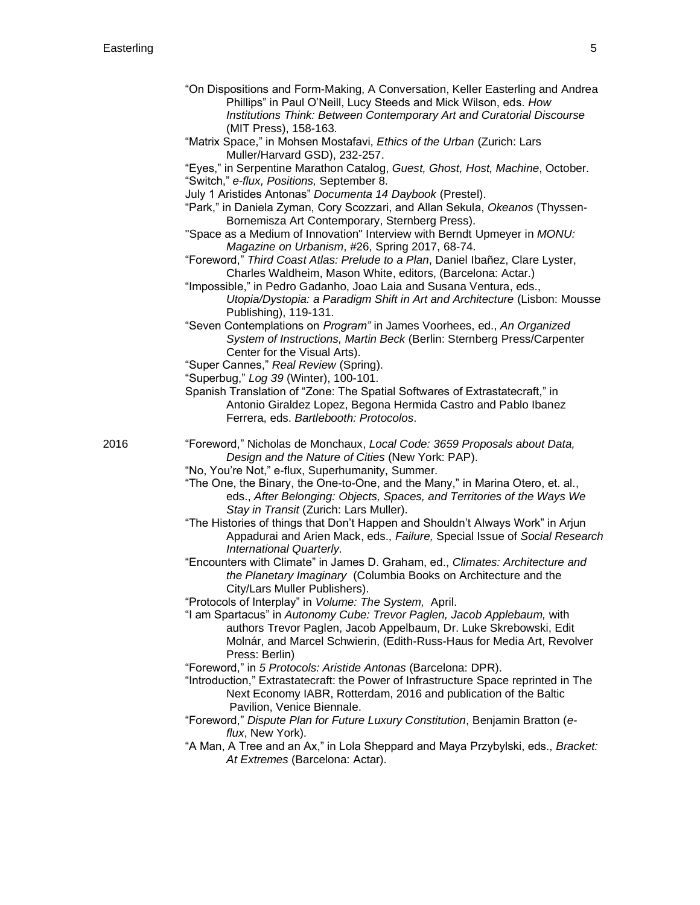“On Dispositions and Form-Making, A Conversation, Keller Easterling and Andrea Phillips” in Paul O’Neill, Lucy Steeds and Mick Wilson, eds. *How Institutions Think: Between Contemporary Art and Curatorial Discourse* (MIT Press), 158-163.

“Matrix Space,” in Mohsen Mostafavi, *Ethics of the Urban* (Zurich: Lars Muller/Harvard GSD), 232-257.

“Eyes,” in Serpentine Marathon Catalog, *Guest, Ghost, Host, Machine*, October.

“Switch,” *e-flux, Positions,* September 8.

July 1 Aristides Antonas” *Documenta 14 Daybook* (Prestel).

“Park,” in Daniela Zyman, Cory Scozzari, and Allan Sekula, *Okeanos* (Thyssen-Bornemisza Art Contemporary, Sternberg Press).

"Space as a Medium of Innovation" Interview with Berndt Upmeyer in *MONU: Magazine on Urbanism*, #26, Spring 2017, 68-74.

“Foreword,” *Third Coast Atlas: Prelude to a Plan*, Daniel Ibañez, Clare Lyster, Charles Waldheim, Mason White, editors, (Barcelona: Actar.)

“Impossible,” in Pedro Gadanho, Joao Laia and Susana Ventura, eds., *Utopia/Dystopia: a Paradigm Shift in Art and Architecture* (Lisbon: Mousse Publishing), 119-131.

“Seven Contemplations on *Program”* in James Voorhees, ed., *An Organized System of Instructions, Martin Beck* (Berlin: Sternberg Press/Carpenter Center for the Visual Arts).

“Super Cannes,” *Real Review* (Spring).

“Superbug,” *Log 39* (Winter), 100-101.

Spanish Translation of “Zone: The Spatial Softwares of Extrastatecraft,” in Antonio Giraldez Lopez, Begona Hermida Castro and Pablo Ibanez Ferrera, eds. *Bartlebooth: Protocolos*.

2016

“Foreword,” Nicholas de Monchaux, *Local Code: 3659 Proposals about Data, Design and the Nature of Cities* (New York: PAP).

“No, You’re Not,” e-flux, Superhumanity, Summer.

“The One, the Binary, the One-to-One, and the Many,” in Marina Otero, et. al., eds., *After Belonging: Objects, Spaces, and Territories of the Ways We Stay in Transit* (Zurich: Lars Muller).

“The Histories of things that Don’t Happen and Shouldn’t Always Work” in Arjun Appadurai and Arien Mack, eds., *Failure,* Special Issue of *Social Research International Quarterly*.

“Encounters with Climate” in James D. Graham, ed., *Climates: Architecture and the Planetary Imaginary* (Columbia Books on Architecture and the City/Lars Muller Publishers).

“Protocols of Interplay” in *Volume: The System,* April.

“I am Spartacus” in *Autonomy Cube: Trevor Paglen, Jacob Applebaum,* with authors Trevor Paglen, Jacob Appelbaum, Dr. Luke Skrebowski, Edit Molnár, and Marcel Schwierin, (Edith-Russ-Haus for Media Art, Revolver Press: Berlin)

“Foreword,” in *5 Protocols: Aristide Antonas* (Barcelona: DPR).

“Introduction,” Extrastatecraft: the Power of Infrastructure Space reprinted in The Next Economy IABR, Rotterdam, 2016 and publication of the Baltic Pavilion, Venice Biennale.

“Foreword,” *Dispute Plan for Future Luxury Constitution*, Benjamin Bratton (*e-flux*, New York).

“A Man, A Tree and an Ax,” in Lola Sheppard and Maya Przybylski, eds., *Bracket: At Extremes* (Barcelona: Actar).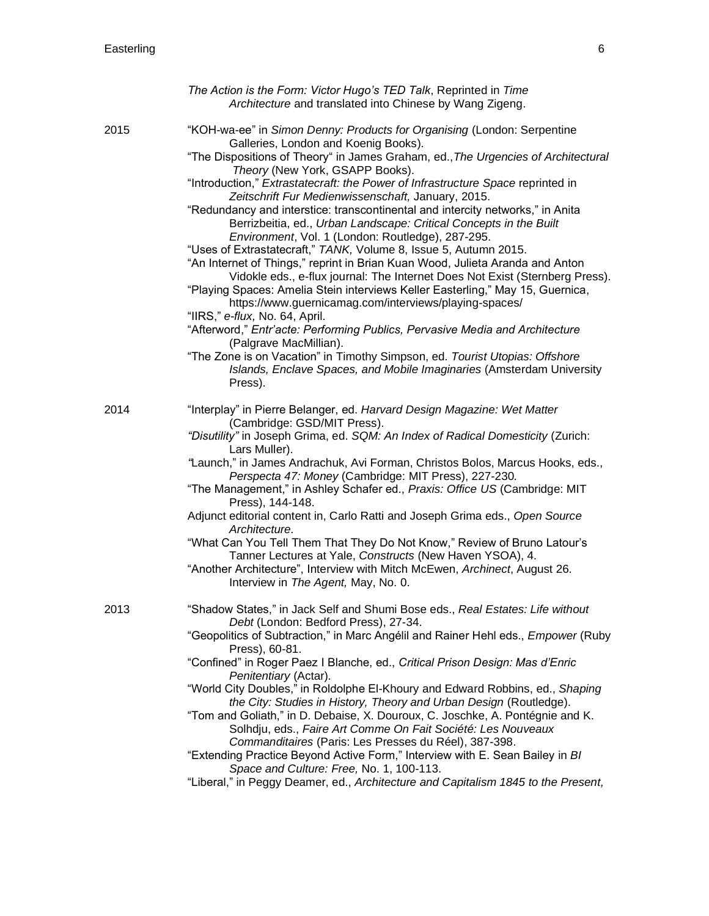*The Action is the Form: Victor Hugo's TED Talk*, Reprinted in *Time Architecture* and translated into Chinese by Wang Zigeng.

2015

"KOH-wa-ee" in *Simon Denny: Products for Organising* (London: Serpentine Galleries, London and Koenig Books).

"The Dispositions of Theory" in James Graham, ed.,*The Urgencies of Architectural Theory* (New York, GSAPP Books).

"Introduction," *Extrastatecraft: the Power of Infrastructure Space* reprinted in *Zeitschrift Fur Medienwissenschaft,* January, 2015.

"Redundancy and interstice: transcontinental and intercity networks," in Anita Berrizbeitia, ed., *Urban Landscape: Critical Concepts in the Built Environment*, Vol. 1 (London: Routledge), 287-295.

"Uses of Extrastatecraft," *TANK,* Volume 8, Issue 5, Autumn 2015.

"An Internet of Things," reprint in Brian Kuan Wood, Julieta Aranda and Anton Vidokle eds., e-flux journal: The Internet Does Not Exist (Sternberg Press).

"Playing Spaces: Amelia Stein interviews Keller Easterling," May 15, Guernica, https://www.guernicamag.com/interviews/playing-spaces/

"IIRS," *e-flux,* No. 64, April.

"Afterword," *Entr'acte: Performing Publics, Pervasive Media and Architecture* (Palgrave MacMillian).

"The Zone is on Vacation" in Timothy Simpson, ed. *Tourist Utopias: Offshore Islands, Enclave Spaces, and Mobile Imaginaries* (Amsterdam University Press).

2014

"Interplay" in Pierre Belanger, ed. *Harvard Design Magazine: Wet Matter* (Cambridge: GSD/MIT Press).

*"Disutility"* in Joseph Grima, ed. *SQM: An Index of Radical Domesticity* (Zurich: Lars Muller).

*"*Launch," in James Andrachuk, Avi Forman, Christos Bolos, Marcus Hooks, eds., *Perspecta 47: Money* (Cambridge: MIT Press), 227-230*.*

"The Management," in Ashley Schafer ed., *Praxis: Office US* (Cambridge: MIT Press), 144-148.

Adjunct editorial content in, Carlo Ratti and Joseph Grima eds., *Open Source Architecture.*

"What Can You Tell Them That They Do Not Know," Review of Bruno Latour's Tanner Lectures at Yale, *Constructs* (New Haven YSOA), 4.

"Another Architecture", Interview with Mitch McEwen, *Archinect*, August 26.

Interview in *The Agent,* May, No. 0.

2013

"Shadow States," in Jack Self and Shumi Bose eds., *Real Estates: Life without Debt* (London: Bedford Press), 27-34.

"Geopolitics of Subtraction," in Marc Angélil and Rainer Hehl eds., *Empower* (Ruby Press), 60-81.

"Confined" in Roger Paez I Blanche, ed., *Critical Prison Design: Mas d'Enric Penitentiary* (Actar).

"World City Doubles," in Roldolphe El-Khoury and Edward Robbins, ed., *Shaping the City: Studies in History, Theory and Urban Design* (Routledge).

"Tom and Goliath," in D. Debaise, X. Douroux, C. Joschke, A. Pontégnie and K. Solhdju, eds., *Faire Art Comme On Fait Société: Les Nouveaux Commanditaires* (Paris: Les Presses du Réel), 387-398.

"Extending Practice Beyond Active Form," Interview with E. Sean Bailey in *BI Space and Culture: Free,* No. 1, 100-113.

"Liberal," in Peggy Deamer, ed., *Architecture and Capitalism 1845 to the Present,*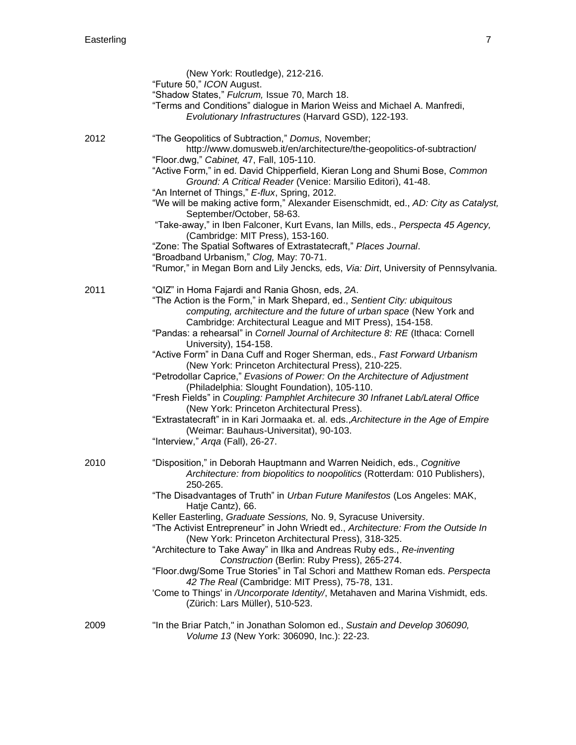(New York: Routledge), 212-216.
"Future 50," *ICON* August.
"Shadow States," *Fulcrum,* Issue 70, March 18.
"Terms and Conditions" dialogue in Marion Weiss and Michael A. Manfredi, *Evolutionary Infrastructures* (Harvard GSD), 122-193.

**2012**

"The Geopolitics of Subtraction," *Domus,* November; http://www.domusweb.it/en/architecture/the-geopolitics-of-subtraction/
"Floor.dwg," *Cabinet,* 47, Fall, 105-110.
"Active Form," in ed. David Chipperfield, Kieran Long and Shumi Bose, *Common Ground: A Critical Reader* (Venice: Marsilio Editori), 41-48.
"An Internet of Things," *E-flux*, Spring, 2012.
"We will be making active form," Alexander Eisenschmidt, ed., *AD: City as Catalyst,* September/October, 58-63.
"Take-away," in Iben Falconer, Kurt Evans, Ian Mills, eds., *Perspecta 45 Agency,* (Cambridge: MIT Press), 153-160.
"Zone: The Spatial Softwares of Extrastatecraft," *Places Journal*.
"Broadband Urbanism," *Clog,* May: 70-71.
"Rumor," in Megan Born and Lily Jencks*,* eds, *Via: Dirt*, University of Pennsylvania.

**2011**

"QIZ" in Homa Fajardi and Rania Ghosn, eds, *2A*.
"The Action is the Form," in Mark Shepard, ed., *Sentient City: ubiquitous computing, architecture and the future of urban space* (New York and Cambridge: Architectural League and MIT Press), 154-158.
"Pandas: a rehearsal" in *Cornell Journal of Architecture 8: RE* (Ithaca: Cornell University), 154-158.
"Active Form" in Dana Cuff and Roger Sherman, eds., *Fast Forward Urbanism* (New York: Princeton Architectural Press), 210-225.
"Petrodollar Caprice," *Evasions of Power: On the Architecture of Adjustment* (Philadelphia: Slought Foundation), 105-110.
"Fresh Fields" in *Coupling: Pamphlet Architecure 30 Infranet Lab/Lateral Office* (New York: Princeton Architectural Press).
"Extrastatecraft" in in Kari Jormaaka et. al. eds.,*Architecture in the Age of Empire* (Weimar: Bauhaus-Universitat), 90-103.
"Interview," *Arqa* (Fall), 26-27.

**2010**

"Disposition," in Deborah Hauptmann and Warren Neidich, eds., *Cognitive Architecture: from biopolitics to noopolitics* (Rotterdam: 010 Publishers), 250-265.
"The Disadvantages of Truth" in *Urban Future Manifestos* (Los Angeles: MAK, Hatje Cantz), 66.
Keller Easterling, *Graduate Sessions,* No. 9, Syracuse University.
"The Activist Entrepreneur" in John Wriedt ed., *Architecture: From the Outside In* (New York: Princeton Architectural Press), 318-325.
"Architecture to Take Away" in Ilka and Andreas Ruby eds., *Re-inventing Construction* (Berlin: Ruby Press), 265-274.
"Floor.dwg/Some True Stories" in Tal Schori and Matthew Roman eds. *Perspecta 42 The Real* (Cambridge: MIT Press), 75-78, 131.
'Come to Things' in */Uncorporate Identity/*, Metahaven and Marina Vishmidt, eds. (Zürich: Lars Müller), 510-523.

**2009**

"In the Briar Patch," in Jonathan Solomon ed., *Sustain and Develop 306090, Volume 13* (New York: 306090, Inc.): 22-23.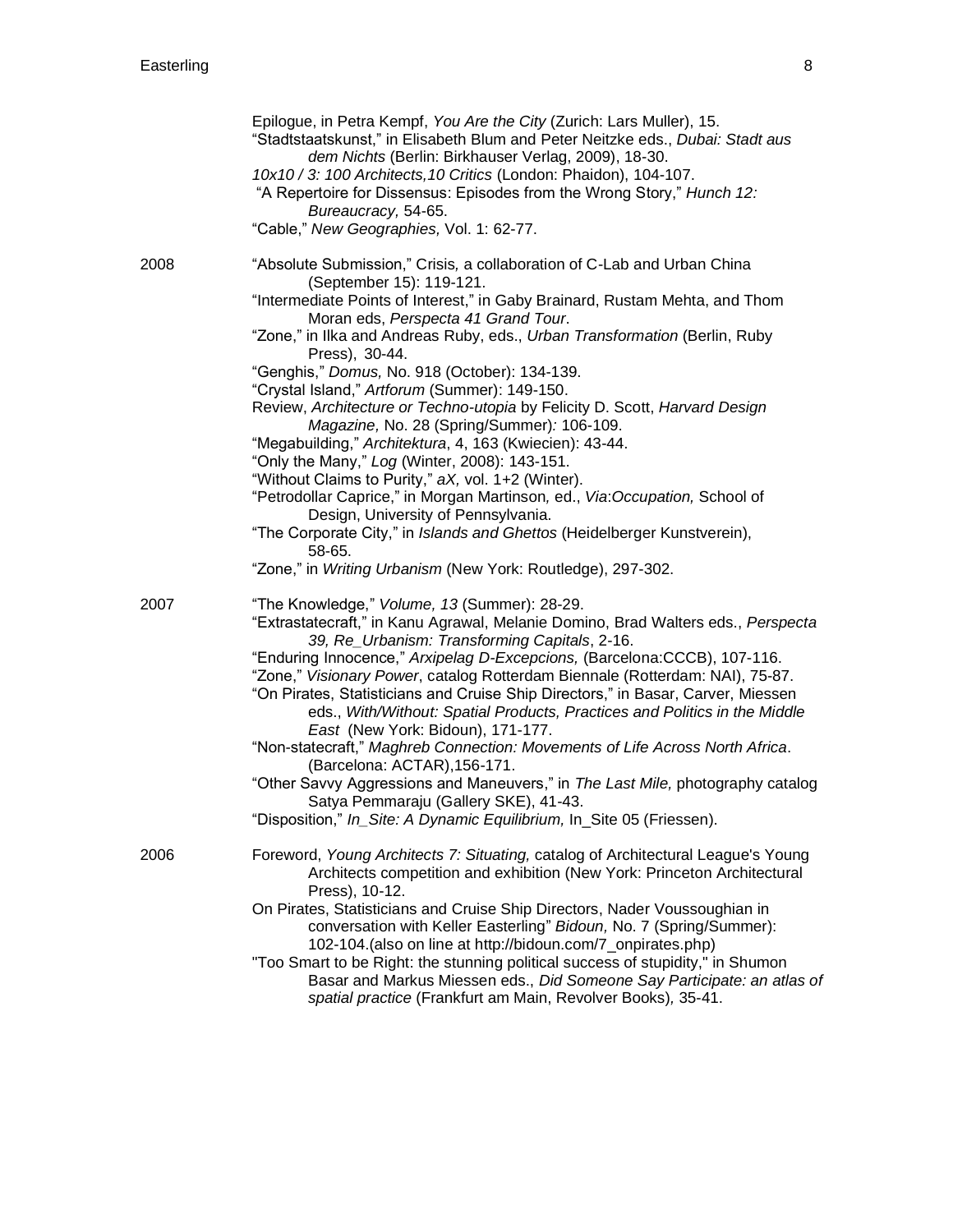Epilogue, in Petra Kempf, *You Are the City* (Zurich: Lars Muller), 15.

"Stadtstaatskunst," in Elisabeth Blum and Peter Neitzke eds., *Dubai: Stadt aus dem Nichts* (Berlin: Birkhauser Verlag, 2009), 18-30.

*10x10 / 3: 100 Architects,10 Critics* (London: Phaidon), 104-107.

"A Repertoire for Dissensus: Episodes from the Wrong Story," *Hunch 12: Bureaucracy,* 54-65.

"Cable," *New Geographies,* Vol. 1: 62-77.

**2008**

"Absolute Submission," Crisis*,* a collaboration of C-Lab and Urban China (September 15): 119-121.

"Intermediate Points of Interest," in Gaby Brainard, Rustam Mehta, and Thom Moran eds, *Perspecta 41 Grand Tour*.

"Zone," in Ilka and Andreas Ruby, eds., *Urban Transformation* (Berlin, Ruby Press), 30-44.

"Genghis," *Domus,* No. 918 (October): 134-139.

"Crystal Island," *Artforum* (Summer): 149-150.

Review, *Architecture or Techno-utopia* by Felicity D. Scott, *Harvard Design Magazine,* No. 28 (Spring/Summer)*:* 106-109.

"Megabuilding," *Architektura*, 4, 163 (Kwiecien): 43-44.

"Only the Many," *Log* (Winter, 2008): 143-151.

"Without Claims to Purity," *aX,* vol. 1+2 (Winter).

"Petrodollar Caprice," in Morgan Martinson*,* ed., *Via*:*Occupation,* School of Design, University of Pennsylvania.

"The Corporate City," in *Islands and Ghettos* (Heidelberger Kunstverein), 58-65.

"Zone," in *Writing Urbanism* (New York: Routledge), 297-302.

**2007**

"The Knowledge," *Volume, 13* (Summer): 28-29.

"Extrastatecraft," in Kanu Agrawal, Melanie Domino, Brad Walters eds., *Perspecta 39, Re_Urbanism: Transforming Capitals*, 2-16.

"Enduring Innocence," *Arxipelag D-Excepcions,* (Barcelona:CCCB), 107-116.

"Zone," *Visionary Power*, catalog Rotterdam Biennale (Rotterdam: NAI), 75-87.

"On Pirates, Statisticians and Cruise Ship Directors," in Basar, Carver, Miessen eds., *With/Without: Spatial Products, Practices and Politics in the Middle East* (New York: Bidoun), 171-177.

"Non-statecraft," *Maghreb Connection: Movements of Life Across North Africa*. (Barcelona: ACTAR),156-171.

"Other Savvy Aggressions and Maneuvers," in *The Last Mile,* photography catalog Satya Pemmaraju (Gallery SKE), 41-43.

"Disposition," *In_Site: A Dynamic Equilibrium,* In_Site 05 (Friessen).

**2006**

Foreword, *Young Architects 7: Situating,* catalog of Architectural League's Young Architects competition and exhibition (New York: Princeton Architectural Press), 10-12.

On Pirates, Statisticians and Cruise Ship Directors, Nader Voussoughian in conversation with Keller Easterling" *Bidoun,* No. 7 (Spring/Summer): 102-104.(also on line at http://bidoun.com/7_onpirates.php)

"Too Smart to be Right: the stunning political success of stupidity," in Shumon Basar and Markus Miessen eds., *Did Someone Say Participate: an atlas of spatial practice* (Frankfurt am Main, Revolver Books)*,* 35-41.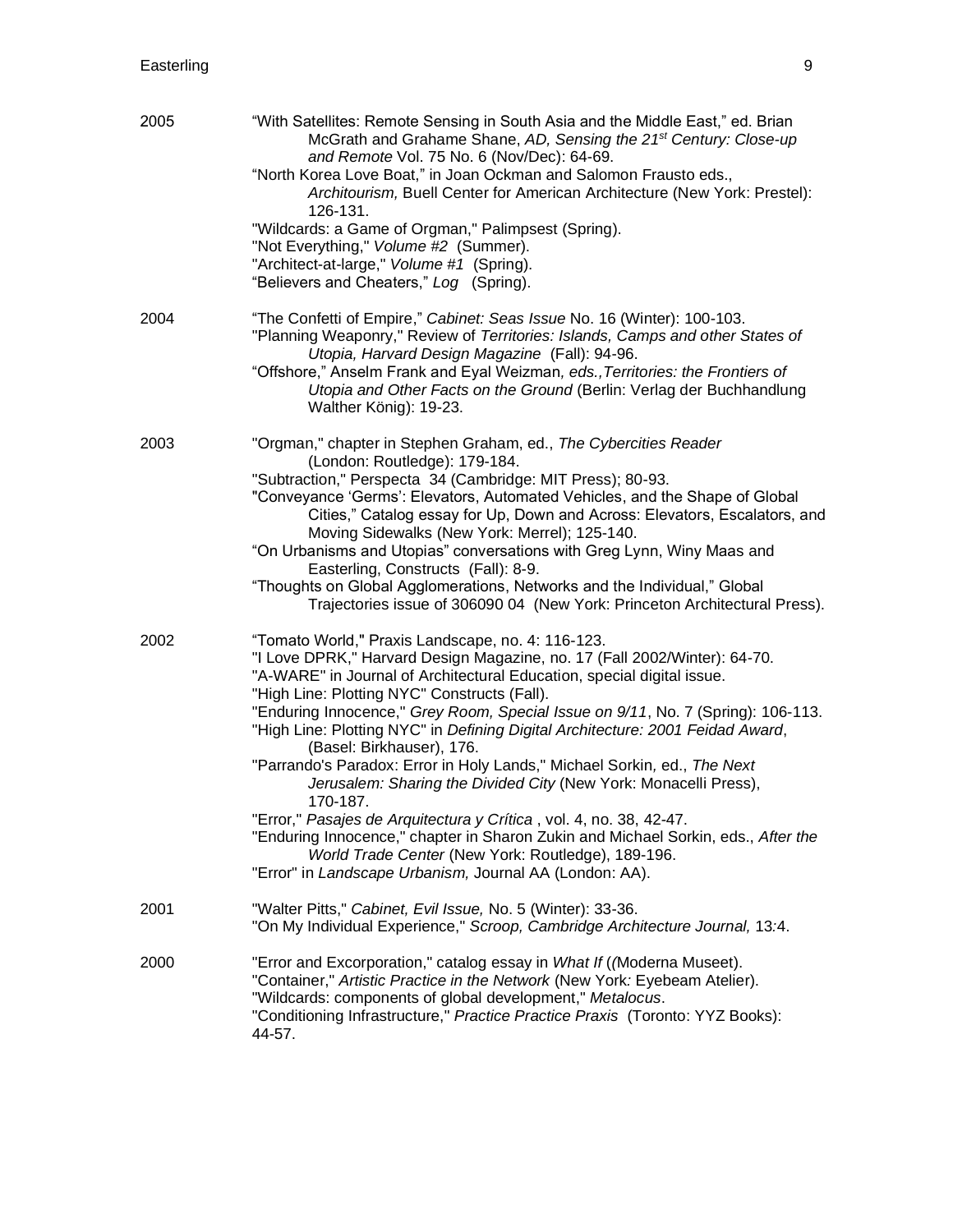2005

"With Satellites: Remote Sensing in South Asia and the Middle East," ed. Brian McGrath and Grahame Shane, *AD, Sensing the 21st Century: Close-up and Remote* Vol. 75 No. 6 (Nov/Dec): 64-69.

"North Korea Love Boat," in Joan Ockman and Salomon Frausto eds., *Architourism,* Buell Center for American Architecture (New York: Prestel): 126-131.

"Wildcards: a Game of Orgman," Palimpsest (Spring).

"Not Everything," *Volume #2* (Summer).

"Architect-at-large," *Volume #1* (Spring).

"Believers and Cheaters," *Log* (Spring).

2004

"The Confetti of Empire," *Cabinet: Seas Issue* No. 16 (Winter): 100-103.

"Planning Weaponry," Review of *Territories: Islands, Camps and other States of Utopia, Harvard Design Magazine* (Fall): 94-96.

"Offshore," Anselm Frank and Eyal Weizman*, eds.,Territories: the Frontiers of Utopia and Other Facts on the Ground* (Berlin: Verlag der Buchhandlung Walther König): 19-23.

2003

"Orgman," chapter in Stephen Graham, ed., *The Cybercities Reader* (London: Routledge): 179-184.

"Subtraction," Perspecta 34 (Cambridge: MIT Press); 80-93.

"Conveyance 'Germs': Elevators, Automated Vehicles, and the Shape of Global Cities," Catalog essay for Up, Down and Across: Elevators, Escalators, and Moving Sidewalks (New York: Merrel); 125-140.

"On Urbanisms and Utopias" conversations with Greg Lynn, Winy Maas and Easterling, Constructs (Fall): 8-9.

"Thoughts on Global Agglomerations, Networks and the Individual," Global Trajectories issue of 306090 04 (New York: Princeton Architectural Press).

2002

"Tomato World," Praxis Landscape, no. 4: 116-123.

"I Love DPRK," Harvard Design Magazine, no. 17 (Fall 2002/Winter): 64-70.

"A-WARE" in Journal of Architectural Education, special digital issue.

"High Line: Plotting NYC" Constructs (Fall).

"Enduring Innocence," *Grey Room, Special Issue on 9/11*, No. 7 (Spring): 106-113.

"High Line: Plotting NYC" in *Defining Digital Architecture: 2001 Feidad Award*, (Basel: Birkhauser), 176.

"Parrando's Paradox: Error in Holy Lands," Michael Sorkin, ed., *The Next Jerusalem: Sharing the Divided City* (New York: Monacelli Press), 170-187.

"Error," *Pasajes de Arquitectura y Crítica* , vol. 4, no. 38, 42-47.

"Enduring Innocence," chapter in Sharon Zukin and Michael Sorkin, eds., *After the World Trade Center* (New York: Routledge), 189-196.

"Error" in *Landscape Urbanism,* Journal AA (London: AA).

2001

"Walter Pitts," *Cabinet, Evil Issue,* No. 5 (Winter): 33-36.

"On My Individual Experience," *Scroop, Cambridge Architecture Journal,* 13*:*4.

2000

"Error and Excorporation," catalog essay in *What If* ((Moderna Museet).

"Container," *Artistic Practice in the Network* (New York*:* Eyebeam Atelier).

"Wildcards: components of global development," *Metalocus*.

"Conditioning Infrastructure," *Practice Practice Praxis* (Toronto: YYZ Books): 44-57.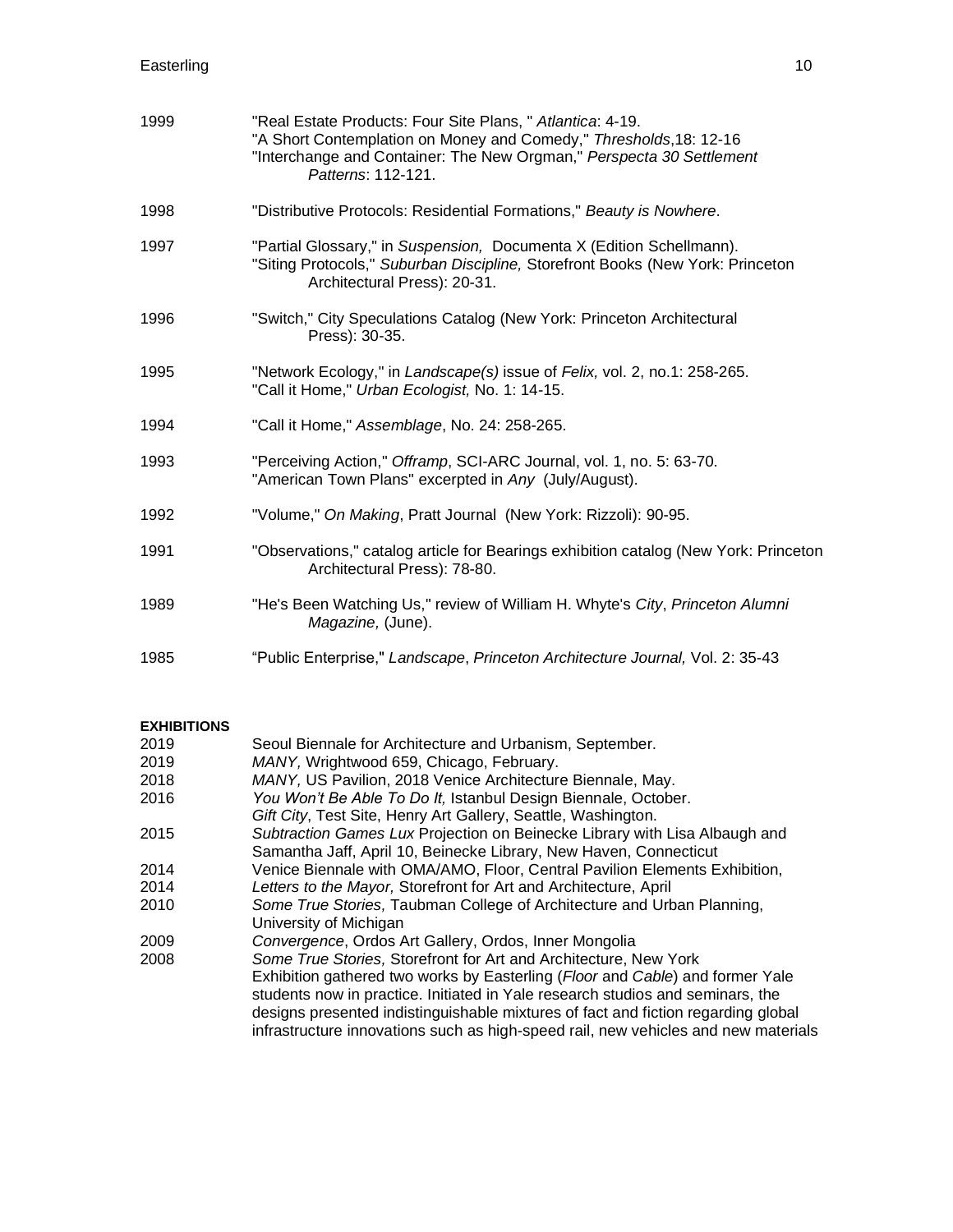1999 "Real Estate Products: Four Site Plans, " *Atlantica*: 4-19.
"A Short Contemplation on Money and Comedy," *Thresholds*,18: 12-16
"Interchange and Container: The New Orgman," *Perspecta 30 Settlement Patterns*: 112-121.

1998 "Distributive Protocols: Residential Formations," *Beauty is Nowhere*.

1997 "Partial Glossary," in *Suspension,* Documenta X (Edition Schellmann).
"Siting Protocols," *Suburban Discipline,* Storefront Books (New York: Princeton Architectural Press): 20-31.

1996 "Switch," City Speculations Catalog (New York: Princeton Architectural Press): 30-35.

1995 "Network Ecology," in *Landscape(s)* issue of *Felix,* vol. 2, no.1: 258-265.
"Call it Home," *Urban Ecologist,* No. 1: 14-15.

1994 "Call it Home," *Assemblage*, No. 24: 258-265.

1993 "Perceiving Action," *Offramp*, SCI-ARC Journal, vol. 1, no. 5: 63-70.
"American Town Plans" excerpted in *Any* (July/August).

1992 "Volume," *On Making*, Pratt Journal (New York: Rizzoli): 90-95.

1991 "Observations," catalog article for Bearings exhibition catalog (New York: Princeton Architectural Press): 78-80.

1989 "He's Been Watching Us," review of William H. Whyte's *City*, *Princeton Alumni Magazine,* (June).

1985 "Public Enterprise," *Landscape*, *Princeton Architecture Journal,* Vol. 2: 35-43

**EXHIBITIONS**

2019 Seoul Biennale for Architecture and Urbanism, September.
2019 *MANY,* Wrightwood 659, Chicago, February.
2018 *MANY,* US Pavilion, 2018 Venice Architecture Biennale, May.
2016 *You Won't Be Able To Do It,* Istanbul Design Biennale, October.
*Gift City*, Test Site, Henry Art Gallery, Seattle, Washington.
2015 *Subtraction Games Lux* Projection on Beinecke Library with Lisa Albaugh and Samantha Jaff, April 10, Beinecke Library, New Haven, Connecticut
2014 Venice Biennale with OMA/AMO, Floor, Central Pavilion Elements Exhibition,
2014 *Letters to the Mayor,* Storefront for Art and Architecture, April
2010 *Some True Stories,* Taubman College of Architecture and Urban Planning, University of Michigan
2009 *Convergence*, Ordos Art Gallery, Ordos, Inner Mongolia
2008 *Some True Stories,* Storefront for Art and Architecture, New York
Exhibition gathered two works by Easterling (*Floor* and *Cable*) and former Yale students now in practice. Initiated in Yale research studios and seminars, the designs presented indistinguishable mixtures of fact and fiction regarding global infrastructure innovations such as high-speed rail, new vehicles and new materials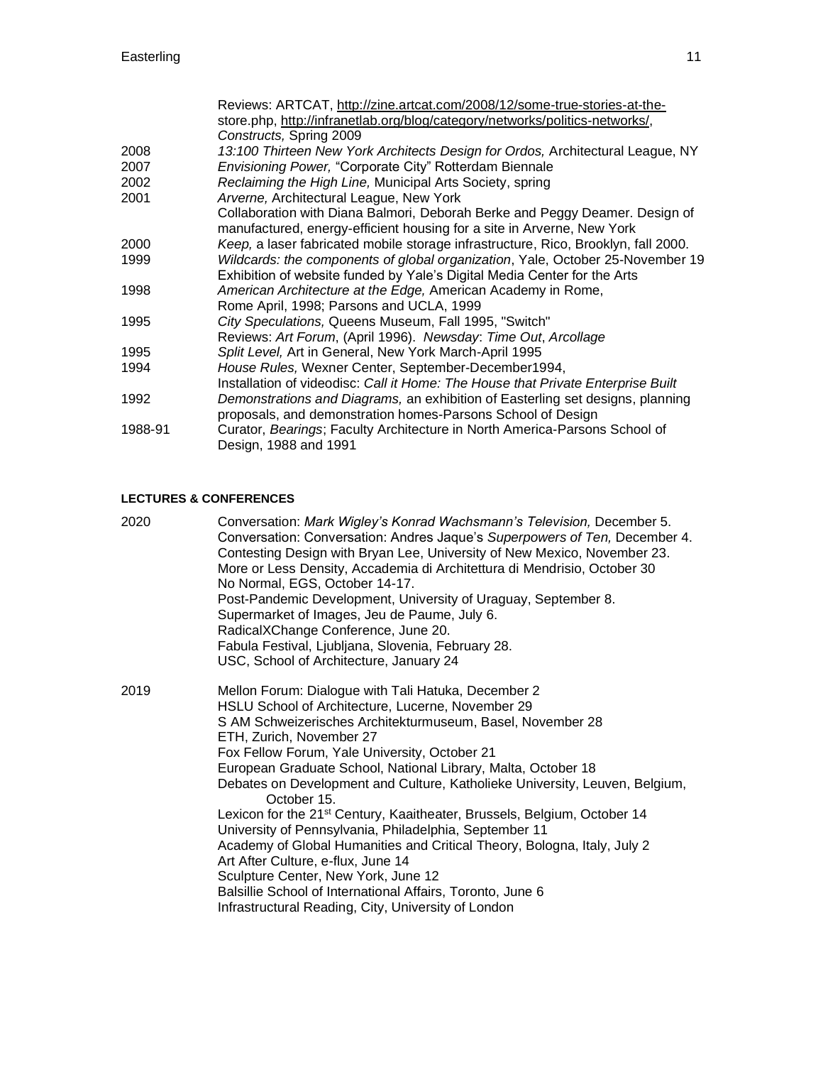| | |
|---|---|
| | Reviews: ARTCAT, http://zine.artcat.com/2008/12/some-true-stories-at-the-store.php, http://infranetlab.org/blog/category/networks/politics-networks/, *Constructs,* Spring 2009 |
| 2008 | *13:100 Thirteen New York Architects Design for Ordos,* Architectural League, NY |
| 2007 | *Envisioning Power,* "Corporate City" Rotterdam Biennale |
| 2002 | *Reclaiming the High Line,* Municipal Arts Society, spring |
| 2001 | *Arverne,* Architectural League, New York<br>Collaboration with Diana Balmori, Deborah Berke and Peggy Deamer. Design of manufactured, energy-efficient housing for a site in Arverne, New York |
| 2000 | *Keep,* a laser fabricated mobile storage infrastructure, Rico, Brooklyn, fall 2000. |
| 1999 | *Wildcards: the components of global organization*, Yale, October 25-November 19<br>Exhibition of website funded by Yale's Digital Media Center for the Arts |
| 1998 | *American Architecture at the Edge,* American Academy in Rome,<br>Rome April, 1998; Parsons and UCLA, 1999 |
| 1995 | *City Speculations,* Queens Museum, Fall 1995, "Switch"<br>Reviews: *Art Forum*, (April 1996). *Newsday*: *Time Out*, *Arcollage* |
| 1995 | *Split Level,* Art in General, New York March-April 1995 |
| 1994 | *House Rules,* Wexner Center, September-December1994,<br>Installation of videodisc: *Call it Home: The House that Private Enterprise Built* |
| 1992 | *Demonstrations and Diagrams,* an exhibition of Easterling set designs, planning proposals, and demonstration homes-Parsons School of Design |
| 1988-91 | Curator, *Bearings*; Faculty Architecture in North America-Parsons School of Design, 1988 and 1991 |

#### LECTURES & CONFERENCES

| | |
|---|---|
| 2020 | Conversation: *Mark Wigley's Konrad Wachsmann's Television,* December 5.<br>Conversation: Conversation: Andres Jaque's *Superpowers of Ten,* December 4.<br>Contesting Design with Bryan Lee, University of New Mexico, November 23.<br>More or Less Density, Accademia di Architettura di Mendrisio, October 30<br>No Normal, EGS, October 14-17.<br>Post-Pandemic Development, University of Uraguay, September 8.<br>Supermarket of Images, Jeu de Paume, July 6.<br>RadicalXChange Conference, June 20.<br>Fabula Festival, Ljubljana, Slovenia, February 28.<br>USC, School of Architecture, January 24 |
| 2019 | Mellon Forum: Dialogue with Tali Hatuka, December 2<br>HSLU School of Architecture, Lucerne, November 29<br>S AM Schweizerisches Architekturmuseum, Basel, November 28<br>ETH, Zurich, November 27<br>Fox Fellow Forum, Yale University, October 21<br>European Graduate School, National Library, Malta, October 18<br>Debates on Development and Culture, Katholieke University, Leuven, Belgium, October 15.<br>Lexicon for the 21st Century, Kaaitheater, Brussels, Belgium, October 14<br>University of Pennsylvania, Philadelphia, September 11<br>Academy of Global Humanities and Critical Theory, Bologna, Italy, July 2<br>Art After Culture, e-flux, June 14<br>Sculpture Center, New York, June 12<br>Balsillie School of International Affairs, Toronto, June 6<br>Infrastructural Reading, City, University of London |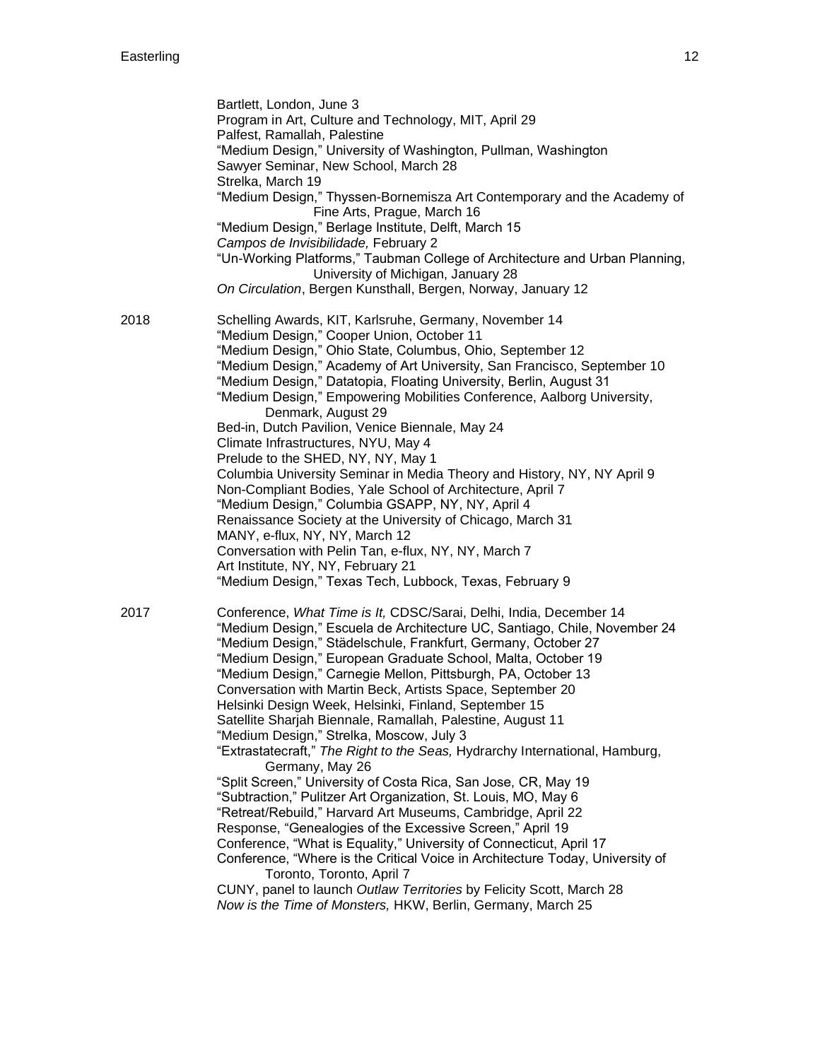Bartlett, London, June 3
Program in Art, Culture and Technology, MIT, April 29
Palfest, Ramallah, Palestine
"Medium Design," University of Washington, Pullman, Washington
Sawyer Seminar, New School, March 28
Strelka, March 19
"Medium Design," Thyssen-Bornemisza Art Contemporary and the Academy of Fine Arts, Prague, March 16
"Medium Design," Berlage Institute, Delft, March 15
*Campos de Invisibilidade,* February 2
"Un-Working Platforms," Taubman College of Architecture and Urban Planning, University of Michigan, January 28
*On Circulation*, Bergen Kunsthall, Bergen, Norway, January 12

2018

Schelling Awards, KIT, Karlsruhe, Germany, November 14
"Medium Design," Cooper Union, October 11
"Medium Design," Ohio State, Columbus, Ohio, September 12
"Medium Design," Academy of Art University, San Francisco, September 10
"Medium Design," Datatopia, Floating University, Berlin, August 31
"Medium Design," Empowering Mobilities Conference, Aalborg University, Denmark, August 29
Bed-in, Dutch Pavilion, Venice Biennale, May 24
Climate Infrastructures, NYU, May 4
Prelude to the SHED, NY, NY, May 1
Columbia University Seminar in Media Theory and History, NY, NY April 9
Non-Compliant Bodies, Yale School of Architecture, April 7
"Medium Design," Columbia GSAPP, NY, NY, April 4
Renaissance Society at the University of Chicago, March 31
MANY, e-flux, NY, NY, March 12
Conversation with Pelin Tan, e-flux, NY, NY, March 7
Art Institute, NY, NY, February 21
"Medium Design," Texas Tech, Lubbock, Texas, February 9

2017

Conference, *What Time is It,* CDSC/Sarai, Delhi, India, December 14
"Medium Design," Escuela de Architecture UC, Santiago, Chile, November 24
"Medium Design," Städelschule, Frankfurt, Germany, October 27
"Medium Design," European Graduate School, Malta, October 19
"Medium Design," Carnegie Mellon, Pittsburgh, PA, October 13
Conversation with Martin Beck, Artists Space, September 20
Helsinki Design Week, Helsinki, Finland, September 15
Satellite Sharjah Biennale, Ramallah, Palestine, August 11
"Medium Design," Strelka, Moscow, July 3
"Extrastatecraft," *The Right to the Seas,* Hydrarchy International, Hamburg, Germany, May 26
"Split Screen," University of Costa Rica, San Jose, CR, May 19
"Subtraction," Pulitzer Art Organization, St. Louis, MO, May 6
"Retreat/Rebuild," Harvard Art Museums, Cambridge, April 22
Response, "Genealogies of the Excessive Screen," April 19
Conference, "What is Equality," University of Connecticut, April 17
Conference, "Where is the Critical Voice in Architecture Today, University of Toronto, Toronto, April 7
CUNY, panel to launch *Outlaw Territories* by Felicity Scott, March 28
*Now is the Time of Monsters,* HKW, Berlin, Germany, March 25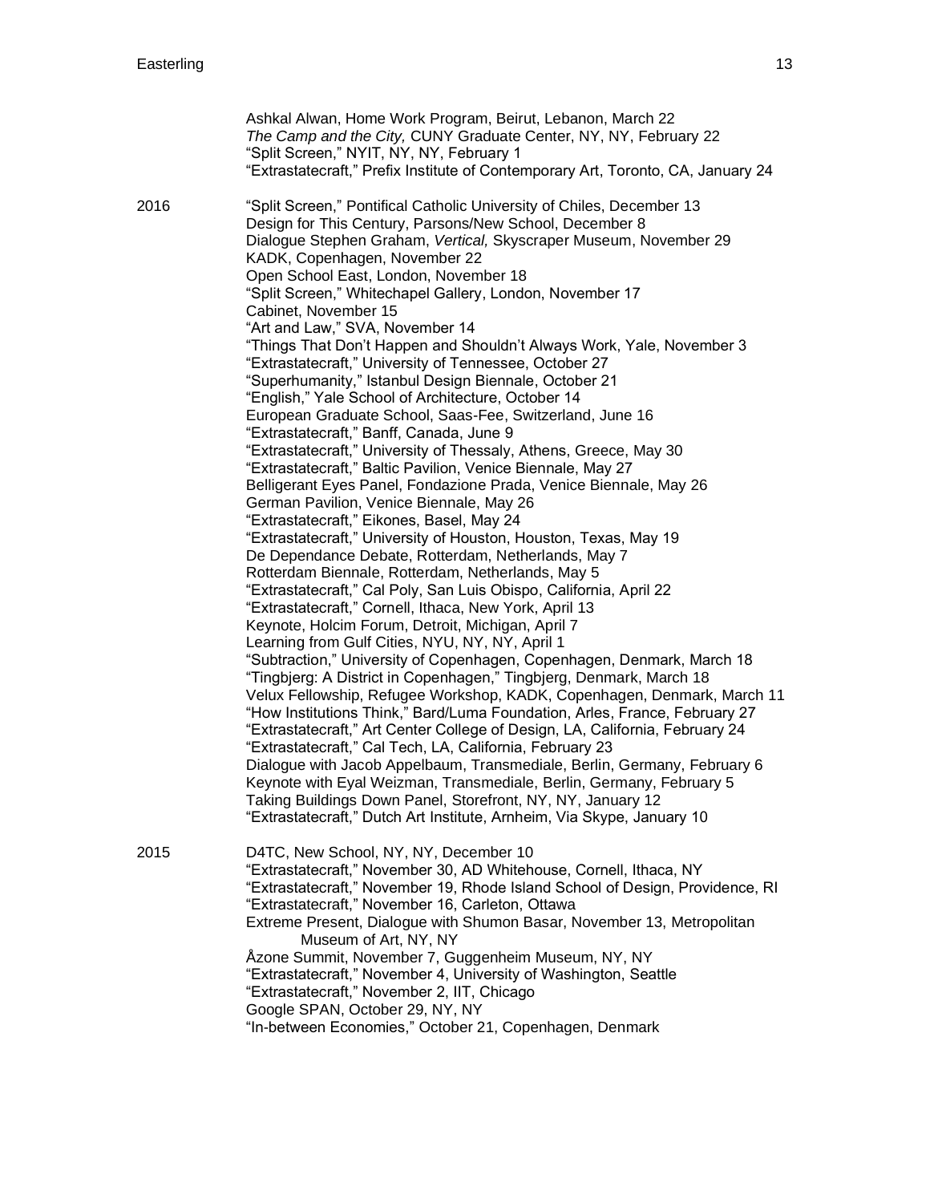Ashkal Alwan, Home Work Program, Beirut, Lebanon, March 22
*The Camp and the City,* CUNY Graduate Center, NY, NY, February 22
"Split Screen," NYIT, NY, NY, February 1
"Extrastatecraft," Prefix Institute of Contemporary Art, Toronto, CA, January 24

2016

"Split Screen," Pontifical Catholic University of Chiles, December 13
Design for This Century, Parsons/New School, December 8
Dialogue Stephen Graham, *Vertical,* Skyscraper Museum, November 29
KADK, Copenhagen, November 22
Open School East, London, November 18
"Split Screen," Whitechapel Gallery, London, November 17
Cabinet, November 15
"Art and Law," SVA, November 14
"Things That Don't Happen and Shouldn't Always Work, Yale, November 3
"Extrastatecraft," University of Tennessee, October 27
"Superhumanity," Istanbul Design Biennale, October 21
"English," Yale School of Architecture, October 14
European Graduate School, Saas-Fee, Switzerland, June 16
"Extrastatecraft," Banff, Canada, June 9
"Extrastatecraft," University of Thessaly, Athens, Greece, May 30
"Extrastatecraft," Baltic Pavilion, Venice Biennale, May 27
Belligerant Eyes Panel, Fondazione Prada, Venice Biennale, May 26
German Pavilion, Venice Biennale, May 26
"Extrastatecraft," Eikones, Basel, May 24
"Extrastatecraft," University of Houston, Houston, Texas, May 19
De Dependance Debate, Rotterdam, Netherlands, May 7
Rotterdam Biennale, Rotterdam, Netherlands, May 5
"Extrastatecraft," Cal Poly, San Luis Obispo, California, April 22
"Extrastatecraft," Cornell, Ithaca, New York, April 13
Keynote, Holcim Forum, Detroit, Michigan, April 7
Learning from Gulf Cities, NYU, NY, NY, April 1
"Subtraction," University of Copenhagen, Copenhagen, Denmark, March 18
"Tingbjerg: A District in Copenhagen," Tingbjerg, Denmark, March 18
Velux Fellowship, Refugee Workshop, KADK, Copenhagen, Denmark, March 11
"How Institutions Think," Bard/Luma Foundation, Arles, France, February 27
"Extrastatecraft," Art Center College of Design, LA, California, February 24
"Extrastatecraft," Cal Tech, LA, California, February 23
Dialogue with Jacob Appelbaum, Transmediale, Berlin, Germany, February 6
Keynote with Eyal Weizman, Transmediale, Berlin, Germany, February 5
Taking Buildings Down Panel, Storefront, NY, NY, January 12
"Extrastatecraft," Dutch Art Institute, Arnheim, Via Skype, January 10

2015

D4TC, New School, NY, NY, December 10
"Extrastatecraft," November 30, AD Whitehouse, Cornell, Ithaca, NY
"Extrastatecraft," November 19, Rhode Island School of Design, Providence, RI
"Extrastatecraft," November 16, Carleton, Ottawa
Extreme Present, Dialogue with Shumon Basar, November 13, Metropolitan Museum of Art, NY, NY
Åzone Summit, November 7, Guggenheim Museum, NY, NY
"Extrastatecraft," November 4, University of Washington, Seattle
"Extrastatecraft," November 2, IIT, Chicago
Google SPAN, October 29, NY, NY
"In-between Economies," October 21, Copenhagen, Denmark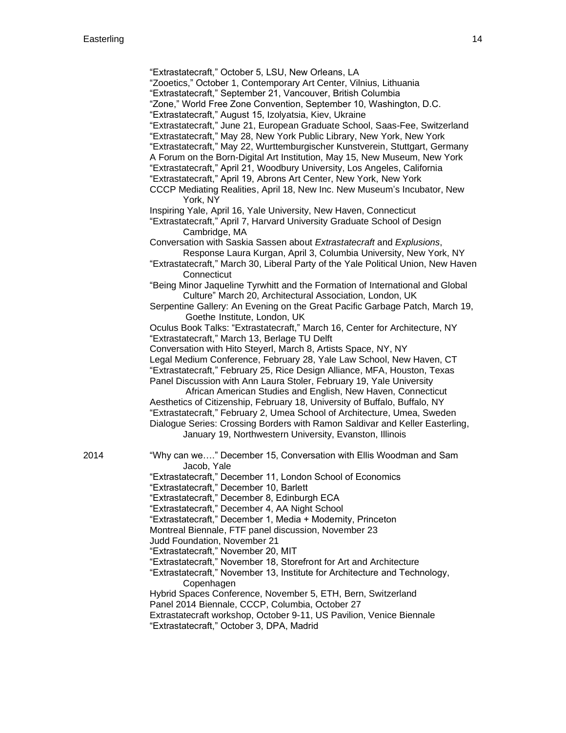"Extrastatecraft," October 5, LSU, New Orleans, LA
"Zooetics," October 1, Contemporary Art Center, Vilnius, Lithuania
"Extrastatecraft," September 21, Vancouver, British Columbia
"Zone," World Free Zone Convention, September 10, Washington, D.C.
"Extrastatecraft," August 15, Izolyatsia, Kiev, Ukraine
"Extrastatecraft," June 21, European Graduate School, Saas-Fee, Switzerland
"Extrastatecraft," May 28, New York Public Library, New York, New York
"Extrastatecraft," May 22, Wurttemburgischer Kunstverein, Stuttgart, Germany
A Forum on the Born-Digital Art Institution, May 15, New Museum, New York
"Extrastatecraft," April 21, Woodbury University, Los Angeles, California
"Extrastatecraft," April 19, Abrons Art Center, New York, New York
CCCP Mediating Realities, April 18, New Inc. New Museum's Incubator, New York, NY
Inspiring Yale, April 16, Yale University, New Haven, Connecticut
"Extrastatecraft," April 7, Harvard University Graduate School of Design Cambridge, MA
Conversation with Saskia Sassen about *Extrastatecraft* and *Explusions*, Response Laura Kurgan, April 3, Columbia University, New York, NY
"Extrastatecraft," March 30, Liberal Party of the Yale Political Union, New Haven Connecticut
"Being Minor Jaqueline Tyrwhitt and the Formation of International and Global Culture" March 20, Architectural Association, London, UK
Serpentine Gallery: An Evening on the Great Pacific Garbage Patch, March 19, Goethe Institute, London, UK
Oculus Book Talks: "Extrastatecraft," March 16, Center for Architecture, NY
"Extrastatecraft," March 13, Berlage TU Delft
Conversation with Hito Steyerl, March 8, Artists Space, NY, NY
Legal Medium Conference, February 28, Yale Law School, New Haven, CT
"Extrastatecraft," February 25, Rice Design Alliance, MFA, Houston, Texas
Panel Discussion with Ann Laura Stoler, February 19, Yale University African American Studies and English, New Haven, Connecticut
Aesthetics of Citizenship, February 18, University of Buffalo, Buffalo, NY
"Extrastatecraft," February 2, Umea School of Architecture, Umea, Sweden
Dialogue Series: Crossing Borders with Ramon Saldivar and Keller Easterling, January 19, Northwestern University, Evanston, Illinois

2014

"Why can we…." December 15, Conversation with Ellis Woodman and Sam Jacob, Yale
"Extrastatecraft," December 11, London School of Economics
"Extrastatecraft," December 10, Barlett
"Extrastatecraft," December 8, Edinburgh ECA
"Extrastatecraft," December 4, AA Night School
"Extrastatecraft," December 1, Media + Modernity, Princeton
Montreal Biennale, FTF panel discussion, November 23
Judd Foundation, November 21
"Extrastatecraft," November 20, MIT
"Extrastatecraft," November 18, Storefront for Art and Architecture
"Extrastatecraft," November 13, Institute for Architecture and Technology, Copenhagen
Hybrid Spaces Conference, November 5, ETH, Bern, Switzerland
Panel 2014 Biennale, CCCP, Columbia, October 27
Extrastatecraft workshop, October 9-11, US Pavilion, Venice Biennale
"Extrastatecraft," October 3, DPA, Madrid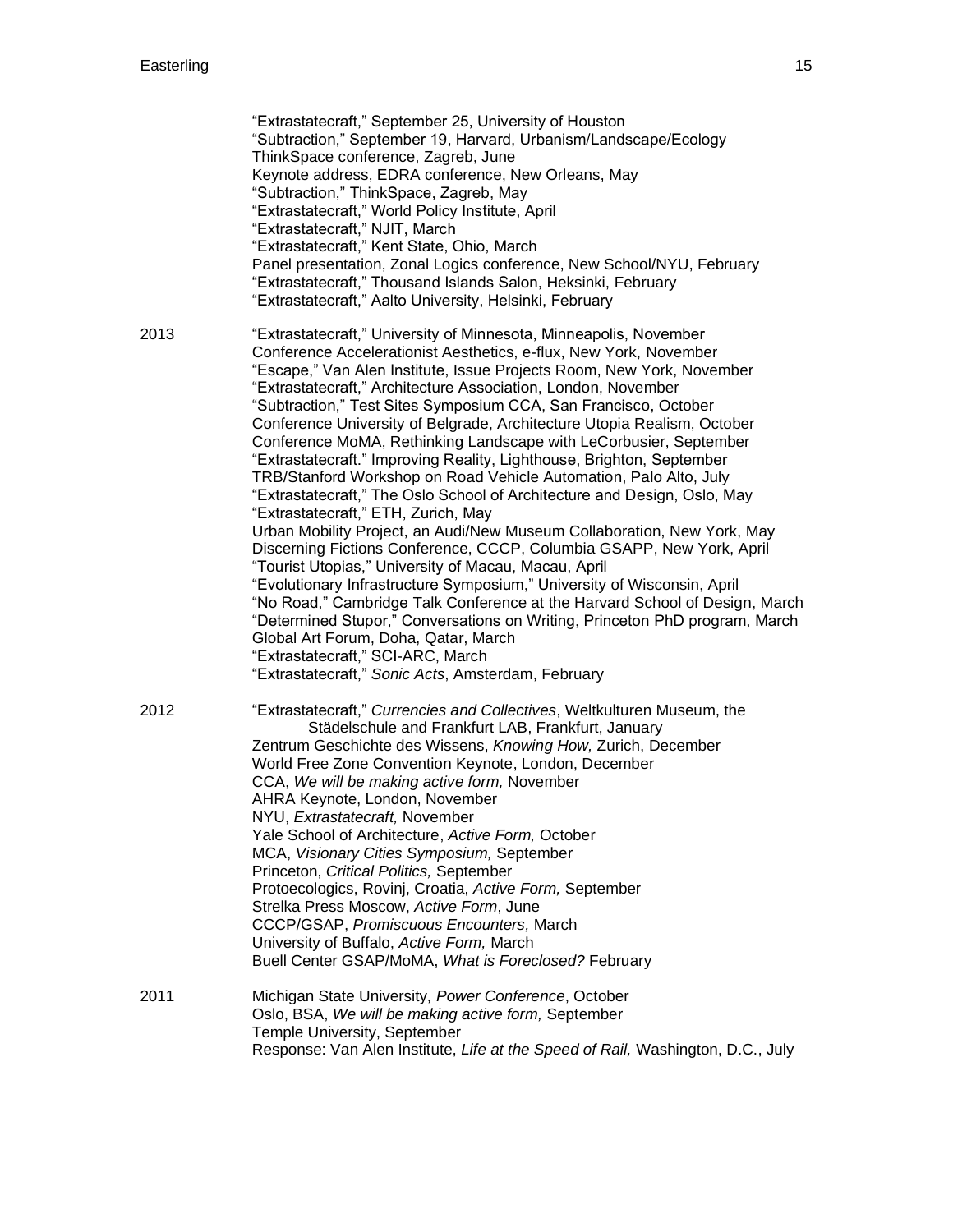“Extrastatecraft,” September 25, University of Houston
“Subtraction,” September 19, Harvard, Urbanism/Landscape/Ecology
ThinkSpace conference, Zagreb, June
Keynote address, EDRA conference, New Orleans, May
“Subtraction,” ThinkSpace, Zagreb, May
“Extrastatecraft,” World Policy Institute, April
“Extrastatecraft,” NJIT, March
“Extrastatecraft,” Kent State, Ohio, March
Panel presentation, Zonal Logics conference, New School/NYU, February
“Extrastatecraft,” Thousand Islands Salon, Heksinki, February
“Extrastatecraft,” Aalto University, Helsinki, February

2013

“Extrastatecraft,” University of Minnesota, Minneapolis, November
Conference Accelerationist Aesthetics, e-flux, New York, November
“Escape,” Van Alen Institute, Issue Projects Room, New York, November
“Extrastatecraft,” Architecture Association, London, November
“Subtraction,” Test Sites Symposium CCA, San Francisco, October
Conference University of Belgrade, Architecture Utopia Realism, October
Conference MoMA, Rethinking Landscape with LeCorbusier, September
“Extrastatecraft.” Improving Reality, Lighthouse, Brighton, September
TRB/Stanford Workshop on Road Vehicle Automation, Palo Alto, July
“Extrastatecraft,” The Oslo School of Architecture and Design, Oslo, May
“Extrastatecraft,” ETH, Zurich, May
Urban Mobility Project, an Audi/New Museum Collaboration, New York, May
Discerning Fictions Conference, CCCP, Columbia GSAPP, New York, April
“Tourist Utopias,” University of Macau, Macau, April
“Evolutionary Infrastructure Symposium,” University of Wisconsin, April
“No Road,” Cambridge Talk Conference at the Harvard School of Design, March
“Determined Stupor,” Conversations on Writing, Princeton PhD program, March
Global Art Forum, Doha, Qatar, March
“Extrastatecraft,” SCI-ARC, March
“Extrastatecraft,” *Sonic Acts*, Amsterdam, February

2012

“Extrastatecraft,” *Currencies and Collectives*, Weltkulturen Museum, the Städelschule and Frankfurt LAB, Frankfurt, January
Zentrum Geschichte des Wissens, *Knowing How,* Zurich, December
World Free Zone Convention Keynote, London, December
CCA, *We will be making active form,* November
AHRA Keynote, London, November
NYU, *Extrastatecraft,* November
Yale School of Architecture, *Active Form,* October
MCA, *Visionary Cities Symposium,* September
Princeton, *Critical Politics,* September
Protoecologics, Rovinj, Croatia, *Active Form,* September
Strelka Press Moscow, *Active Form*, June
CCCP/GSAP, *Promiscuous Encounters,* March
University of Buffalo, *Active Form,* March
Buell Center GSAP/MoMA, *What is Foreclosed?* February

2011

Michigan State University, *Power Conference*, October
Oslo, BSA, *We will be making active form,* September
Temple University, September
Response: Van Alen Institute, *Life at the Speed of Rail,* Washington, D.C., July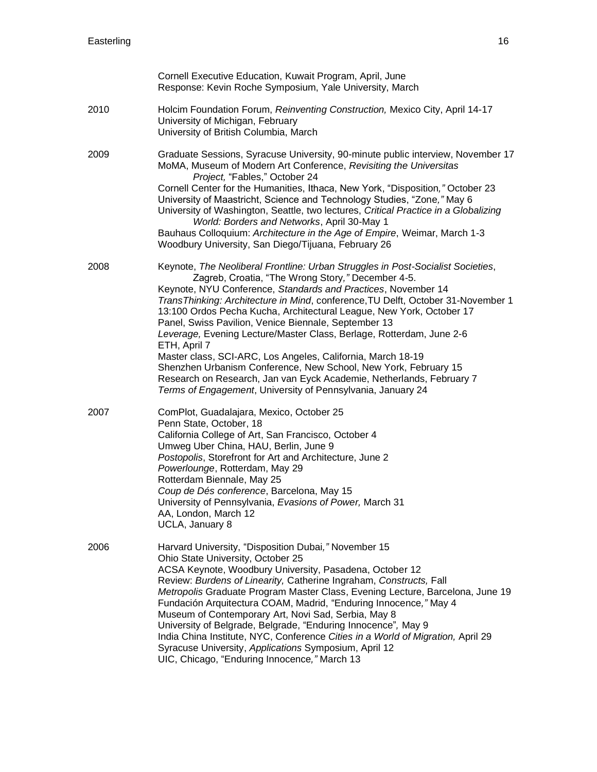Cornell Executive Education, Kuwait Program, April, June
Response: Kevin Roche Symposium, Yale University, March

2010

Holcim Foundation Forum, *Reinventing Construction,* Mexico City, April 14-17
University of Michigan, February
University of British Columbia, March

2009

Graduate Sessions, Syracuse University, 90-minute public interview, November 17
MoMA, Museum of Modern Art Conference, *Revisiting the Universitas Project,* "Fables," October 24
Cornell Center for the Humanities, Ithaca, New York, "Disposition*,"* October 23
University of Maastricht, Science and Technology Studies, "Zone*,"* May 6
University of Washington, Seattle, two lectures, *Critical Practice in a Globalizing World: Borders and Networks*, April 30-May 1
Bauhaus Colloquium: *Architecture in the Age of Empire*, Weimar, March 1-3
Woodbury University, San Diego/Tijuana, February 26

2008

Keynote, *The Neoliberal Frontline: Urban Struggles in Post-Socialist Societies*, Zagreb, Croatia, "The Wrong Story*,"* December 4-5.
Keynote, NYU Conference, *Standards and Practices*, November 14
*TransThinking: Architecture in Mind*, conference,TU Delft, October 31-November 1
13:100 Ordos Pecha Kucha, Architectural League, New York, October 17
Panel, Swiss Pavilion, Venice Biennale, September 13
*Leverage,* Evening Lecture/Master Class, Berlage, Rotterdam, June 2-6
ETH, April 7
Master class, SCI-ARC, Los Angeles, California, March 18-19
Shenzhen Urbanism Conference, New School, New York, February 15
Research on Research, Jan van Eyck Academie, Netherlands, February 7
*Terms of Engagement*, University of Pennsylvania, January 24

2007

ComPlot, Guadalajara, Mexico, October 25
Penn State, October, 18
California College of Art, San Francisco, October 4
Umweg Uber China, HAU, Berlin, June 9
*Postopolis*, Storefront for Art and Architecture, June 2
*Powerlounge*, Rotterdam, May 29
Rotterdam Biennale, May 25
*Coup de Dés conference*, Barcelona, May 15
University of Pennsylvania, *Evasions of Power,* March 31
AA, London, March 12
UCLA, January 8

2006

Harvard University, "Disposition Dubai*,"* November 15
Ohio State University, October 25
ACSA Keynote, Woodbury University, Pasadena, October 12
Review: *Burdens of Linearity,* Catherine Ingraham, *Constructs,* Fall
*Metropolis* Graduate Program Master Class, Evening Lecture, Barcelona, June 19
Fundación Arquitectura COAM, Madrid, "Enduring Innocence*,"* May 4
Museum of Contemporary Art, Novi Sad, Serbia, May 8
University of Belgrade, Belgrade, "Enduring Innocence"*,* May 9
India China Institute, NYC, Conference *Cities in a World of Migration,* April 29
Syracuse University, *Applications* Symposium, April 12
UIC, Chicago, "Enduring Innocence*,"* March 13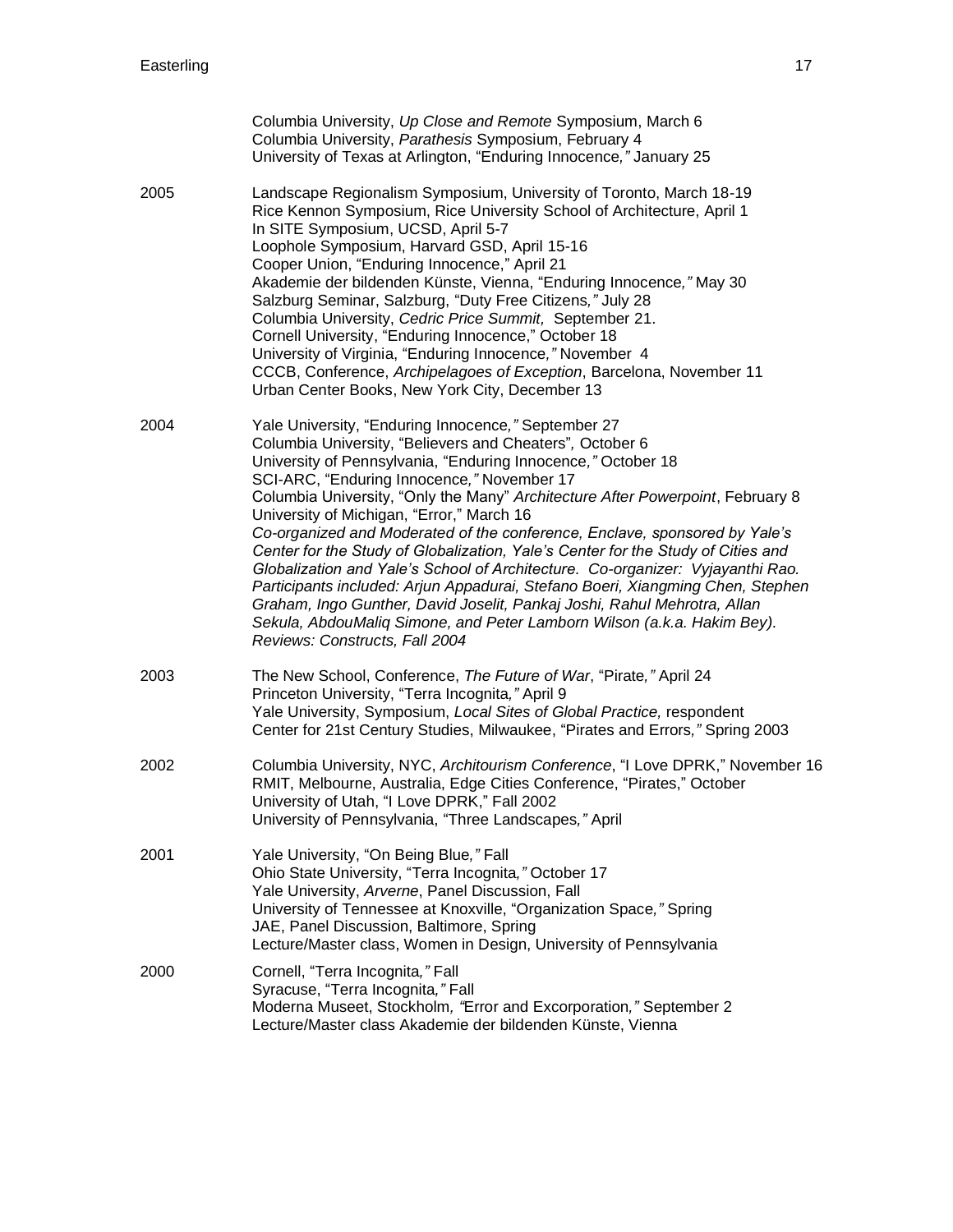Columbia University, *Up Close and Remote* Symposium, March 6
Columbia University, *Parathesis* Symposium, February 4
University of Texas at Arlington, "Enduring Innocence*,"* January 25

2005

Landscape Regionalism Symposium, University of Toronto, March 18-19
Rice Kennon Symposium, Rice University School of Architecture, April 1
In SITE Symposium, UCSD, April 5-7
Loophole Symposium, Harvard GSD, April 15-16
Cooper Union, "Enduring Innocence," April 21
Akademie der bildenden Künste, Vienna, "Enduring Innocence*,"* May 30
Salzburg Seminar, Salzburg, "Duty Free Citizens*,"* July 28
Columbia University, *Cedric Price Summit,* September 21.
Cornell University, "Enduring Innocence," October 18
University of Virginia, "Enduring Innocence*,"* November 4
CCCB, Conference, *Archipelagoes of Exception*, Barcelona, November 11
Urban Center Books, New York City, December 13

2004

Yale University, "Enduring Innocence*,"* September 27
Columbia University, "Believers and Cheaters", October 6
University of Pennsylvania, "Enduring Innocence*,"* October 18
SCI-ARC, "Enduring Innocence*,"* November 17
Columbia University, "Only the Many" *Architecture After Powerpoint*, February 8
University of Michigan, "Error," March 16
*Co-organized and Moderated of the conference, Enclave, sponsored by Yale's Center for the Study of Globalization, Yale's Center for the Study of Cities and Globalization and Yale's School of Architecture. Co-organizer: Vyjayanthi Rao. Participants included: Arjun Appadurai, Stefano Boeri, Xiangming Chen, Stephen Graham, Ingo Gunther, David Joselit, Pankaj Joshi, Rahul Mehrotra, Allan Sekula, AbdouMaliq Simone, and Peter Lamborn Wilson (a.k.a. Hakim Bey). Reviews: Constructs, Fall 2004*

2003

The New School, Conference, *The Future of War*, "Pirate*,"* April 24
Princeton University, "Terra Incognita*,"* April 9
Yale University, Symposium, *Local Sites of Global Practice,* respondent
Center for 21st Century Studies, Milwaukee, "Pirates and Errors*,"* Spring 2003

2002

Columbia University, NYC, *Architourism Conference*, "I Love DPRK," November 16
RMIT, Melbourne, Australia, Edge Cities Conference, "Pirates," October
University of Utah, "I Love DPRK," Fall 2002
University of Pennsylvania, "Three Landscapes*,"* April

2001

Yale University, "On Being Blue*,"* Fall
Ohio State University, "Terra Incognita*,"* October 17
Yale University, *Arverne*, Panel Discussion, Fall
University of Tennessee at Knoxville, "Organization Space*,"* Spring
JAE, Panel Discussion, Baltimore, Spring
Lecture/Master class, Women in Design, University of Pennsylvania

2000

Cornell, "Terra Incognita*,"* Fall
Syracuse, "Terra Incognita*,"* Fall
Moderna Museet, Stockholm, "Error and Excorporation*,"* September 2
Lecture/Master class Akademie der bildenden Künste, Vienna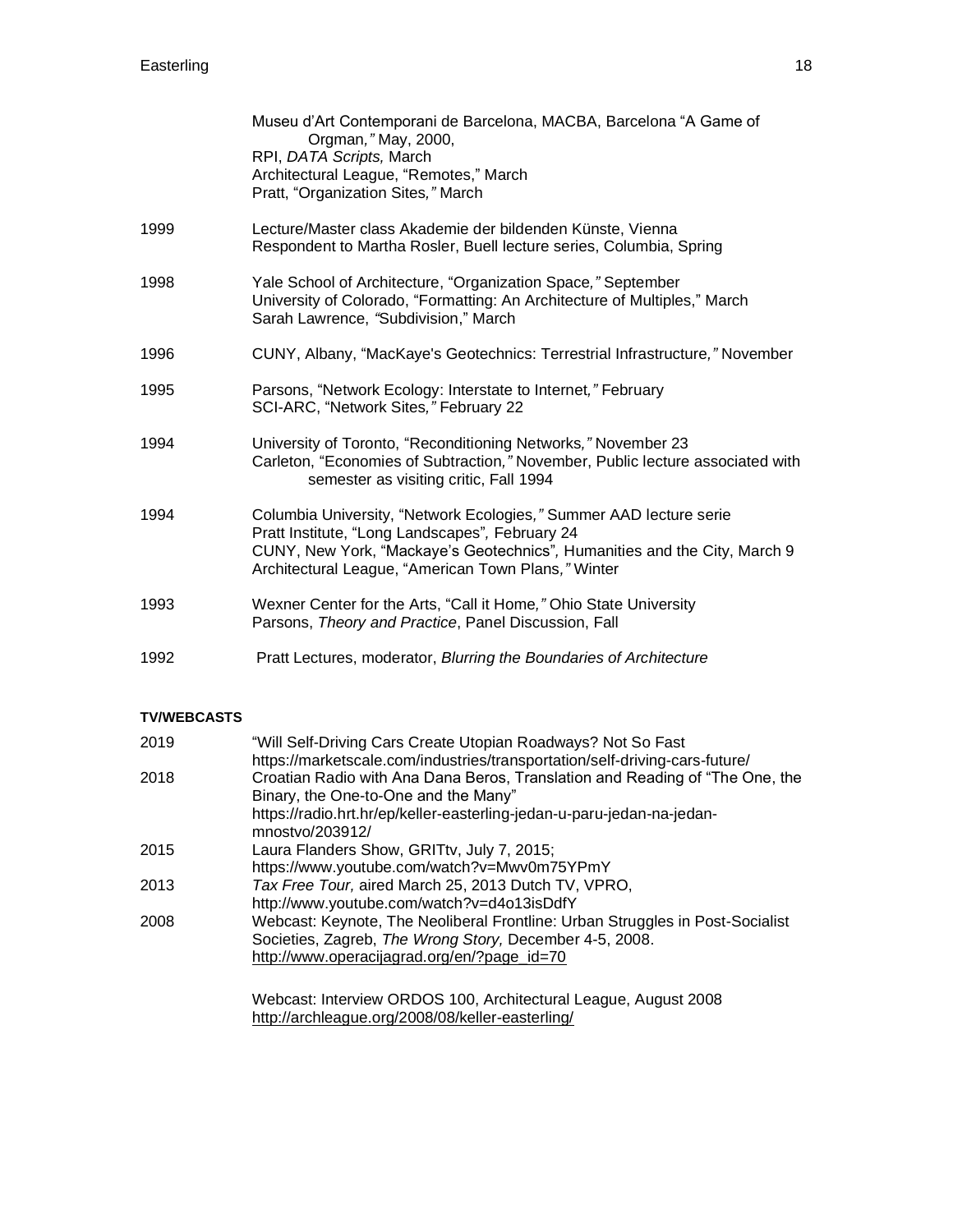| | |
|---|---|
| | Museu d'Art Contemporani de Barcelona, MACBA, Barcelona "A Game of Orgman*,"* May, 2000,<br>RPI, *DATA Scripts,* March<br>Architectural League, "Remotes," March<br>Pratt, "Organization Sites*,"* March |
| 1999 | Lecture/Master class Akademie der bildenden Künste, Vienna<br>Respondent to Martha Rosler, Buell lecture series, Columbia, Spring |
| 1998 | Yale School of Architecture, "Organization Space*,"* September<br>University of Colorado, "Formatting: An Architecture of Multiples," March<br>Sarah Lawrence, *"*Subdivision," March |
| 1996 | CUNY, Albany, "MacKaye's Geotechnics: Terrestrial Infrastructure*,"* November |
| 1995 | Parsons, "Network Ecology: Interstate to Internet*,"* February<br>SCI-ARC, "Network Sites*,"* February 22 |
| 1994 | University of Toronto, "Reconditioning Networks*,"* November 23<br>Carleton, "Economies of Subtraction*,"* November, Public lecture associated with semester as visiting critic, Fall 1994 |
| 1994 | Columbia University, "Network Ecologies*,"* Summer AAD lecture serie<br>Pratt Institute, "Long Landscapes"*,* February 24<br>CUNY, New York, "Mackaye's Geotechnics"*,* Humanities and the City, March 9<br>Architectural League, "American Town Plans*,"* Winter |
| 1993 | Wexner Center for the Arts, "Call it Home*,"* Ohio State University<br>Parsons, *Theory and Practice*, Panel Discussion, Fall |
| 1992 | Pratt Lectures, moderator, *Blurring the Boundaries of Architecture* |

**TV/WEBCASTS**

| | |
|---|---|
| 2019 | "Will Self-Driving Cars Create Utopian Roadways? Not So Fast<br>https://marketscale.com/industries/transportation/self-driving-cars-future/ |
| 2018 | Croatian Radio with Ana Dana Beros, Translation and Reading of "The One, the Binary, the One-to-One and the Many"<br>https://radio.hrt.hr/ep/keller-easterling-jedan-u-paru-jedan-na-jedan-mnostvo/203912/ |
| 2015 | Laura Flanders Show, GRITtv, July 7, 2015;<br>https://www.youtube.com/watch?v=Mwv0m75YPmY |
| 2013 | *Tax Free Tour,* aired March 25, 2013 Dutch TV, VPRO,<br>http://www.youtube.com/watch?v=d4o13isDdfY |
| 2008 | Webcast: Keynote, The Neoliberal Frontline: Urban Struggles in Post-Socialist Societies, Zagreb, *The Wrong Story,* December 4-5, 2008.<br>http://www.operacijagrad.org/en/?page_id=70<br><br>Webcast: Interview ORDOS 100, Architectural League, August 2008<br>http://archleague.org/2008/08/keller-easterling/ |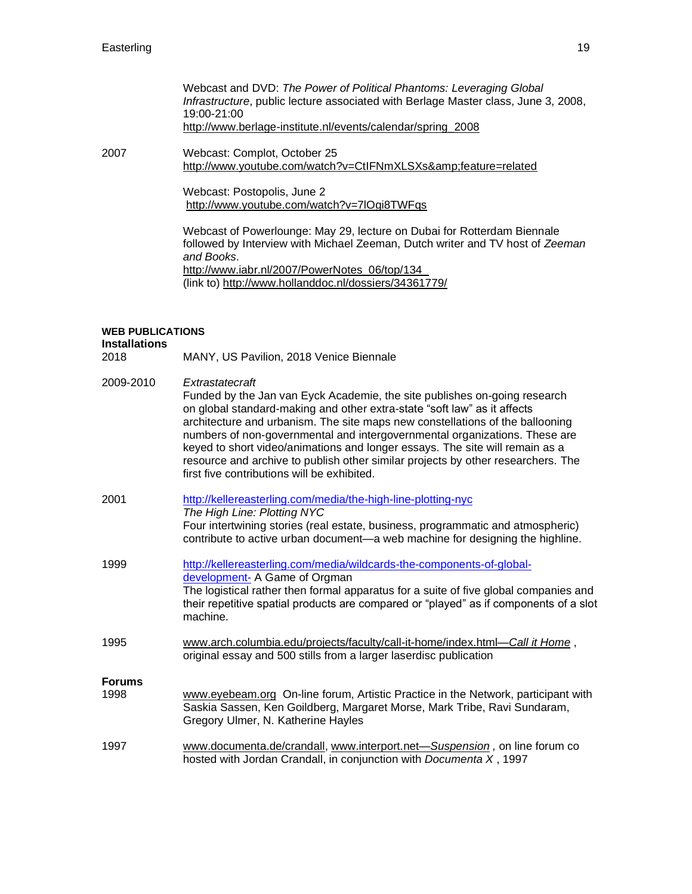Webcast and DVD: *The Power of Political Phantoms: Leveraging Global Infrastructure*, public lecture associated with Berlage Master class, June 3, 2008, 19:00-21:00
http://www.berlage-institute.nl/events/calendar/spring_2008

2007 Webcast: Complot, October 25
http://www.youtube.com/watch?v=CtIFNmXLSXs&amp;feature=related

Webcast: Postopolis, June 2
http://www.youtube.com/watch?v=7lOgi8TWFqs

Webcast of Powerlounge: May 29, lecture on Dubai for Rotterdam Biennale followed by Interview with Michael Zeeman, Dutch writer and TV host of *Zeeman and Books*.
http://www.iabr.nl/2007/PowerNotes_06/top/134_
(link to) http://www.hollanddoc.nl/dossiers/34361779/

**WEB PUBLICATIONS**

**Installations**

2018 MANY, US Pavilion, 2018 Venice Biennale

2009-2010 *Extrastatecraft*
Funded by the Jan van Eyck Academie, the site publishes on-going research on global standard-making and other extra-state "soft law" as it affects architecture and urbanism. The site maps new constellations of the ballooning numbers of non-governmental and intergovernmental organizations. These are keyed to short video/animations and longer essays. The site will remain as a resource and archive to publish other similar projects by other researchers. The first five contributions will be exhibited.

2001 http://kellereasterling.com/media/the-high-line-plotting-nyc
*The High Line: Plotting NYC*
Four intertwining stories (real estate, business, programmatic and atmospheric) contribute to active urban document—a web machine for designing the highline.

1999 http://kellereasterling.com/media/wildcards-the-components-of-global-development- A Game of Orgman
The logistical rather then formal apparatus for a suite of five global companies and their repetitive spatial products are compared or "played" as if components of a slot machine.

1995 www.arch.columbia.edu/projects/faculty/call-it-home/index.html—*Call it Home* , original essay and 500 stills from a larger laserdisc publication

**Forums**

1998 www.eyebeam.org On-line forum, Artistic Practice in the Network, participant with Saskia Sassen, Ken Goildberg, Margaret Morse, Mark Tribe, Ravi Sundaram, Gregory Ulmer, N. Katherine Hayles

1997 www.documenta.de/crandall, www.interport.net—*Suspension* , on line forum co hosted with Jordan Crandall, in conjunction with *Documenta X* , 1997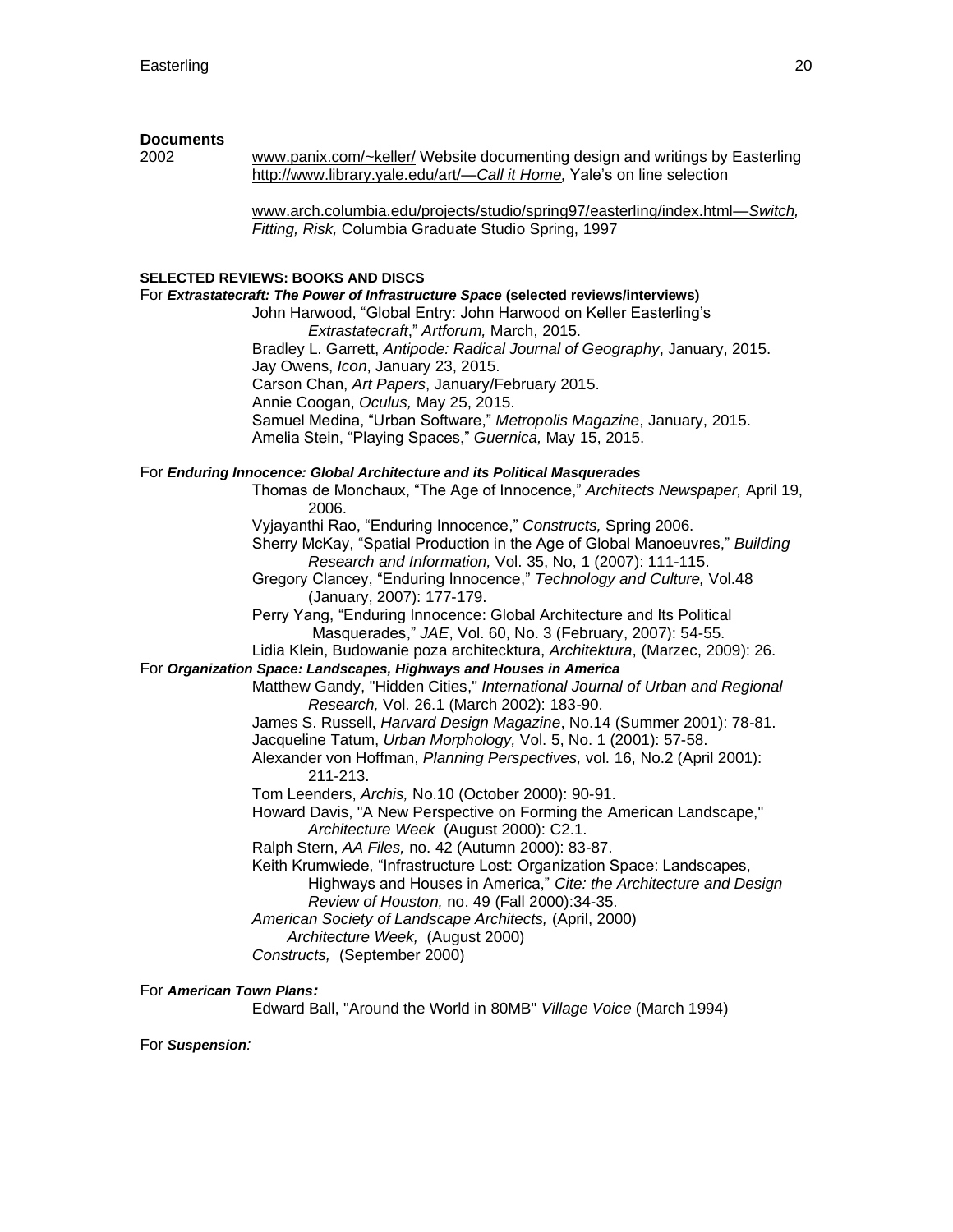**Documents**

2002 — www.panix.com/~keller/ Website documenting design and writings by Easterling
http://www.library.yale.edu/art/—*Call it Home,* Yale's on line selection

www.arch.columbia.edu/projects/studio/spring97/easterling/index.html—*Switch, Fitting, Risk,* Columbia Graduate Studio Spring, 1997

**SELECTED REVIEWS: BOOKS AND DISCS**

For ***Extrastatecraft: The Power of Infrastructure Space*** **(selected reviews/interviews)**

John Harwood, "Global Entry: John Harwood on Keller Easterling's *Extrastatecraft*," *Artforum,* March, 2015.
Bradley L. Garrett, *Antipode: Radical Journal of Geography*, January, 2015.
Jay Owens, *Icon*, January 23, 2015.
Carson Chan, *Art Papers*, January/February 2015.
Annie Coogan, *Oculus,* May 25, 2015.
Samuel Medina, "Urban Software," *Metropolis Magazine*, January, 2015.
Amelia Stein, "Playing Spaces," *Guernica,* May 15, 2015.

For ***Enduring Innocence: Global Architecture and its Political Masquerades***

Thomas de Monchaux, "The Age of Innocence," *Architects Newspaper,* April 19, 2006.
Vyjayanthi Rao, "Enduring Innocence," *Constructs,* Spring 2006.
Sherry McKay, "Spatial Production in the Age of Global Manoeuvres," *Building Research and Information,* Vol. 35, No, 1 (2007): 111-115.
Gregory Clancey, "Enduring Innocence," *Technology and Culture,* Vol.48 (January, 2007): 177-179.
Perry Yang, "Enduring Innocence: Global Architecture and Its Political Masquerades," *JAE*, Vol. 60, No. 3 (February, 2007): 54-55.
Lidia Klein, Budowanie poza architecktura, *Architektura*, (Marzec, 2009): 26.

For ***Organization Space: Landscapes, Highways and Houses in America***

Matthew Gandy, "Hidden Cities," *International Journal of Urban and Regional Research,* Vol. 26.1 (March 2002): 183-90.
James S. Russell, *Harvard Design Magazine*, No.14 (Summer 2001): 78-81.
Jacqueline Tatum, *Urban Morphology,* Vol. 5, No. 1 (2001): 57-58.
Alexander von Hoffman, *Planning Perspectives,* vol. 16, No.2 (April 2001): 211-213.
Tom Leenders, *Archis,* No.10 (October 2000): 90-91.
Howard Davis, "A New Perspective on Forming the American Landscape," *Architecture Week* (August 2000): C2.1.
Ralph Stern, *AA Files,* no. 42 (Autumn 2000): 83-87.
Keith Krumwiede, "Infrastructure Lost: Organization Space: Landscapes, Highways and Houses in America," *Cite: the Architecture and Design Review of Houston,* no. 49 (Fall 2000):34-35.
*American Society of Landscape Architects,* (April, 2000)
*Architecture Week,* (August 2000)
*Constructs,* (September 2000)

For ***American Town Plans:***

Edward Ball, "Around the World in 80MB" *Village Voice* (March 1994)

For ***Suspension:***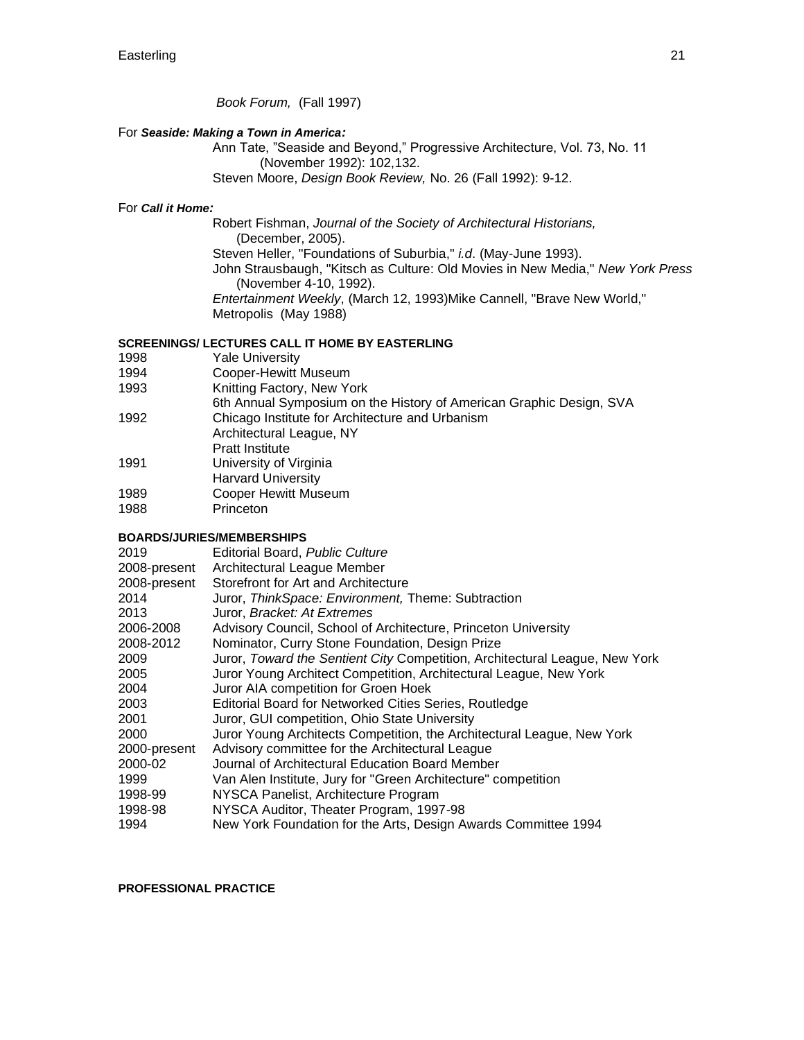*Book Forum,* (Fall 1997)

For ***Seaside: Making a Town in America:***

Ann Tate, "Seaside and Beyond," Progressive Architecture, Vol. 73, No. 11 (November 1992): 102,132.
Steven Moore, *Design Book Review,* No. 26 (Fall 1992): 9-12.

For ***Call it Home:***

Robert Fishman, *Journal of the Society of Architectural Historians,* (December, 2005).
Steven Heller, "Foundations of Suburbia," *i.d*. (May-June 1993).
John Strausbaugh, "Kitsch as Culture: Old Movies in New Media," *New York Press* (November 4-10, 1992).
*Entertainment Weekly*, (March 12, 1993)Mike Cannell, "Brave New World," Metropolis (May 1988)

**SCREENINGS/ LECTURES CALL IT HOME BY EASTERLING**

| | |
|---|---|
| 1998 | Yale University |
| 1994 | Cooper-Hewitt Museum |
| 1993 | Knitting Factory, New York |
| | 6th Annual Symposium on the History of American Graphic Design, SVA |
| 1992 | Chicago Institute for Architecture and Urbanism |
| | Architectural League, NY |
| | Pratt Institute |
| 1991 | University of Virginia |
| | Harvard University |
| 1989 | Cooper Hewitt Museum |
| 1988 | Princeton |

**BOARDS/JURIES/MEMBERSHIPS**

| | |
|---|---|
| 2019 | Editorial Board, *Public Culture* |
| 2008-present | Architectural League Member |
| 2008-present | Storefront for Art and Architecture |
| 2014 | Juror, *ThinkSpace: Environment,* Theme: Subtraction |
| 2013 | Juror, *Bracket: At Extremes* |
| 2006-2008 | Advisory Council, School of Architecture, Princeton University |
| 2008-2012 | Nominator, Curry Stone Foundation, Design Prize |
| 2009 | Juror, *Toward the Sentient City* Competition, Architectural League, New York |
| 2005 | Juror Young Architect Competition, Architectural League, New York |
| 2004 | Juror AIA competition for Groen Hoek |
| 2003 | Editorial Board for Networked Cities Series, Routledge |
| 2001 | Juror, GUI competition, Ohio State University |
| 2000 | Juror Young Architects Competition, the Architectural League, New York |
| 2000-present | Advisory committee for the Architectural League |
| 2000-02 | Journal of Architectural Education Board Member |
| 1999 | Van Alen Institute, Jury for "Green Architecture" competition |
| 1998-99 | NYSCA Panelist, Architecture Program |
| 1998-98 | NYSCA Auditor, Theater Program, 1997-98 |
| 1994 | New York Foundation for the Arts, Design Awards Committee 1994 |

**PROFESSIONAL PRACTICE**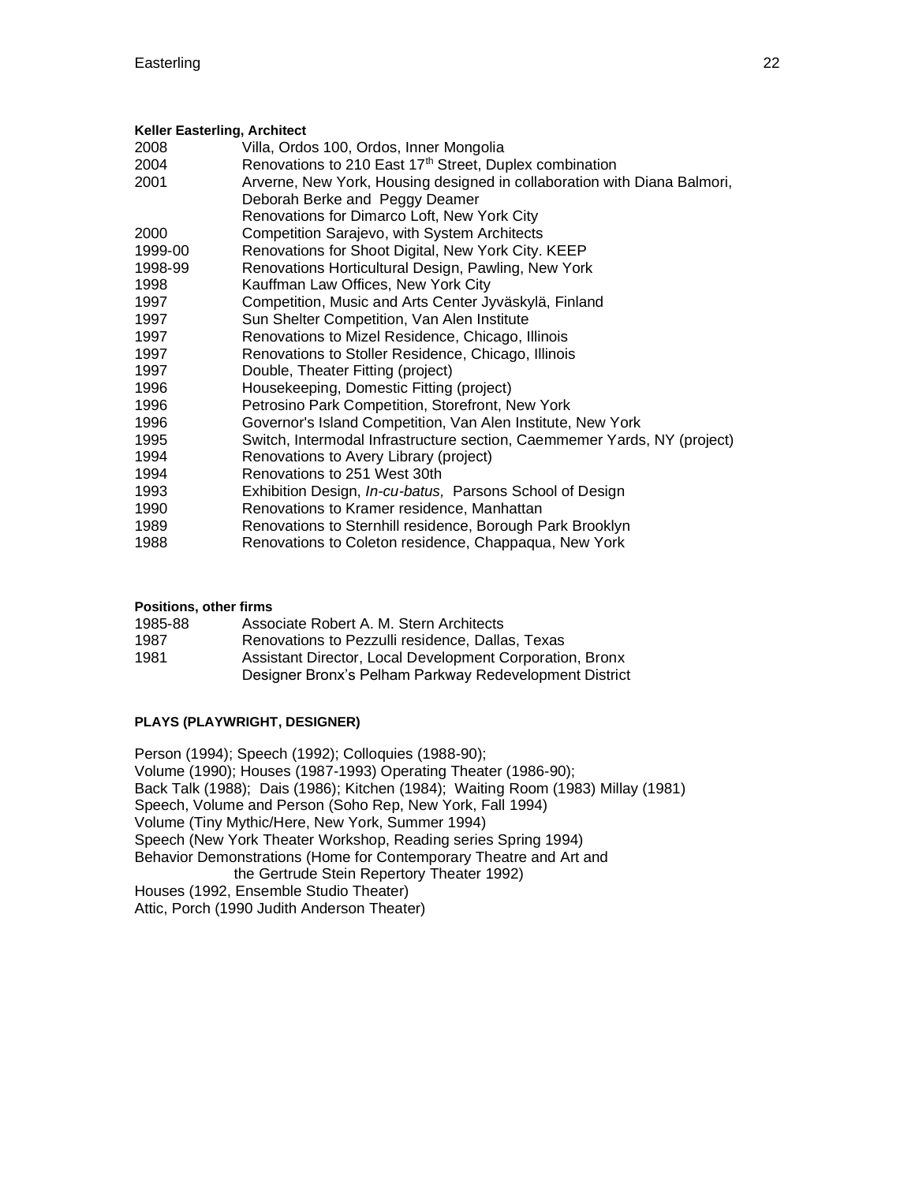**Keller Easterling, Architect**

| | |
|---|---|
| 2008 | Villa, Ordos 100, Ordos, Inner Mongolia |
| 2004 | Renovations to 210 East 17th Street, Duplex combination |
| 2001 | Arverne, New York, Housing designed in collaboration with Diana Balmori, Deborah Berke and Peggy Deamer |
| | Renovations for Dimarco Loft, New York City |
| 2000 | Competition Sarajevo, with System Architects |
| 1999-00 | Renovations for Shoot Digital, New York City. KEEP |
| 1998-99 | Renovations Horticultural Design, Pawling, New York |
| 1998 | Kauffman Law Offices, New York City |
| 1997 | Competition, Music and Arts Center Jyväskylä, Finland |
| 1997 | Sun Shelter Competition, Van Alen Institute |
| 1997 | Renovations to Mizel Residence, Chicago, Illinois |
| 1997 | Renovations to Stoller Residence, Chicago, Illinois |
| 1997 | Double, Theater Fitting (project) |
| 1996 | Housekeeping, Domestic Fitting (project) |
| 1996 | Petrosino Park Competition, Storefront, New York |
| 1996 | Governor's Island Competition, Van Alen Institute, New York |
| 1995 | Switch, Intermodal Infrastructure section, Caemmemer Yards, NY (project) |
| 1994 | Renovations to Avery Library (project) |
| 1994 | Renovations to 251 West 30th |
| 1993 | Exhibition Design, *In-cu-batus,* Parsons School of Design |
| 1990 | Renovations to Kramer residence, Manhattan |
| 1989 | Renovations to Sternhill residence, Borough Park Brooklyn |
| 1988 | Renovations to Coleton residence, Chappaqua, New York |

**Positions, other firms**

| | |
|---|---|
| 1985-88 | Associate Robert A. M. Stern Architects |
| 1987 | Renovations to Pezzulli residence, Dallas, Texas |
| 1981 | Assistant Director, Local Development Corporation, Bronx |
| | Designer Bronx's Pelham Parkway Redevelopment District |

**PLAYS (PLAYWRIGHT, DESIGNER)**

Person (1994); Speech (1992); Colloquies (1988-90);
Volume (1990); Houses (1987-1993) Operating Theater (1986-90);
Back Talk (1988); Dais (1986); Kitchen (1984); Waiting Room (1983) Millay (1981)
Speech, Volume and Person (Soho Rep, New York, Fall 1994)
Volume (Tiny Mythic/Here, New York, Summer 1994)
Speech (New York Theater Workshop, Reading series Spring 1994)
Behavior Demonstrations (Home for Contemporary Theatre and Art and the Gertrude Stein Repertory Theater 1992)
Houses (1992, Ensemble Studio Theater)
Attic, Porch (1990 Judith Anderson Theater)